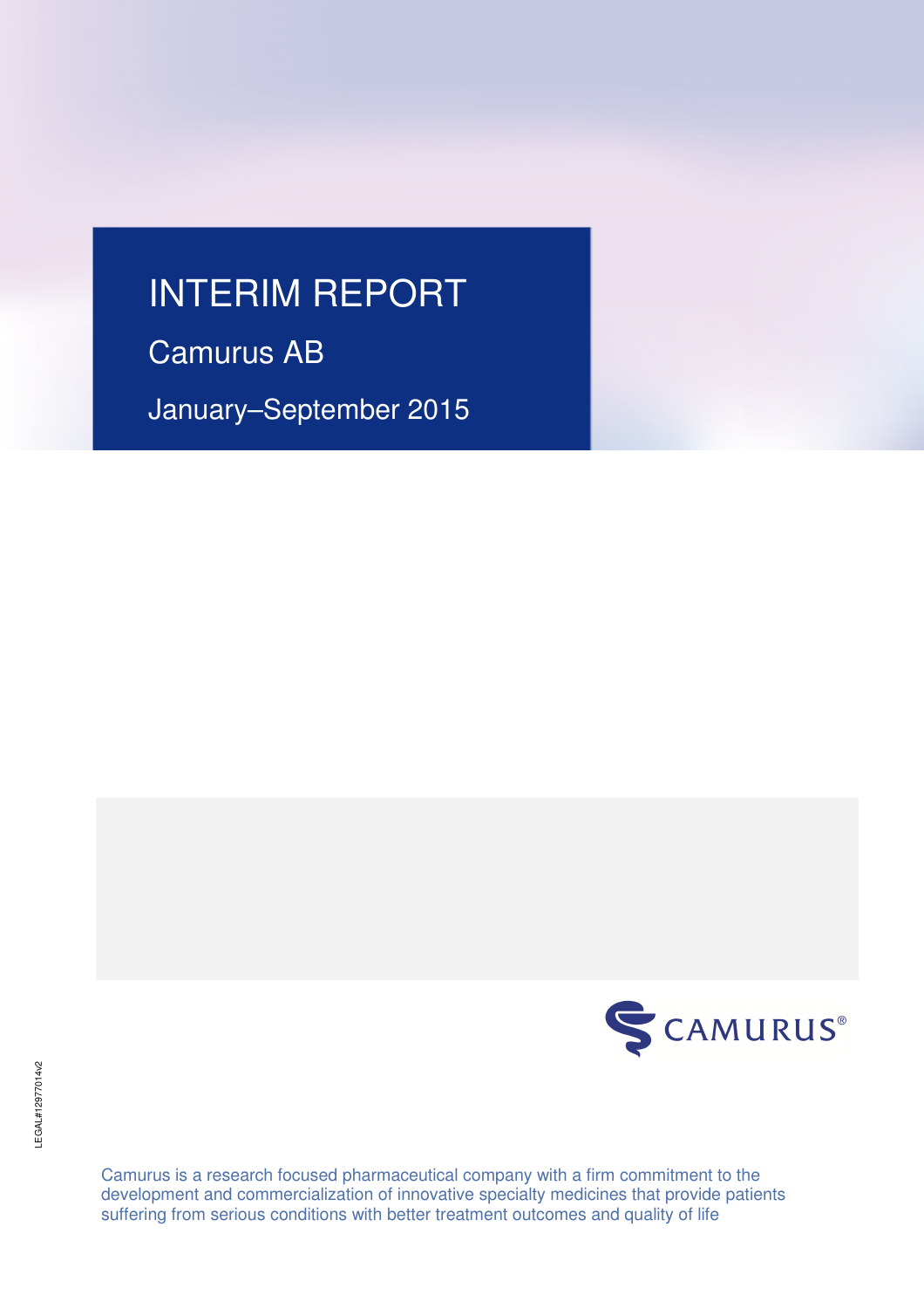# INTERIM REPORT

## Camurus AB

January–September 2015

CAMURUS®

LEGAL#12977014v2

Camurus is a research focused pharmaceutical company with a firm commitment to the development and commercialization of innovative specialty medicines that provide patients suffering from serious conditions with better treatment outcomes and quality of life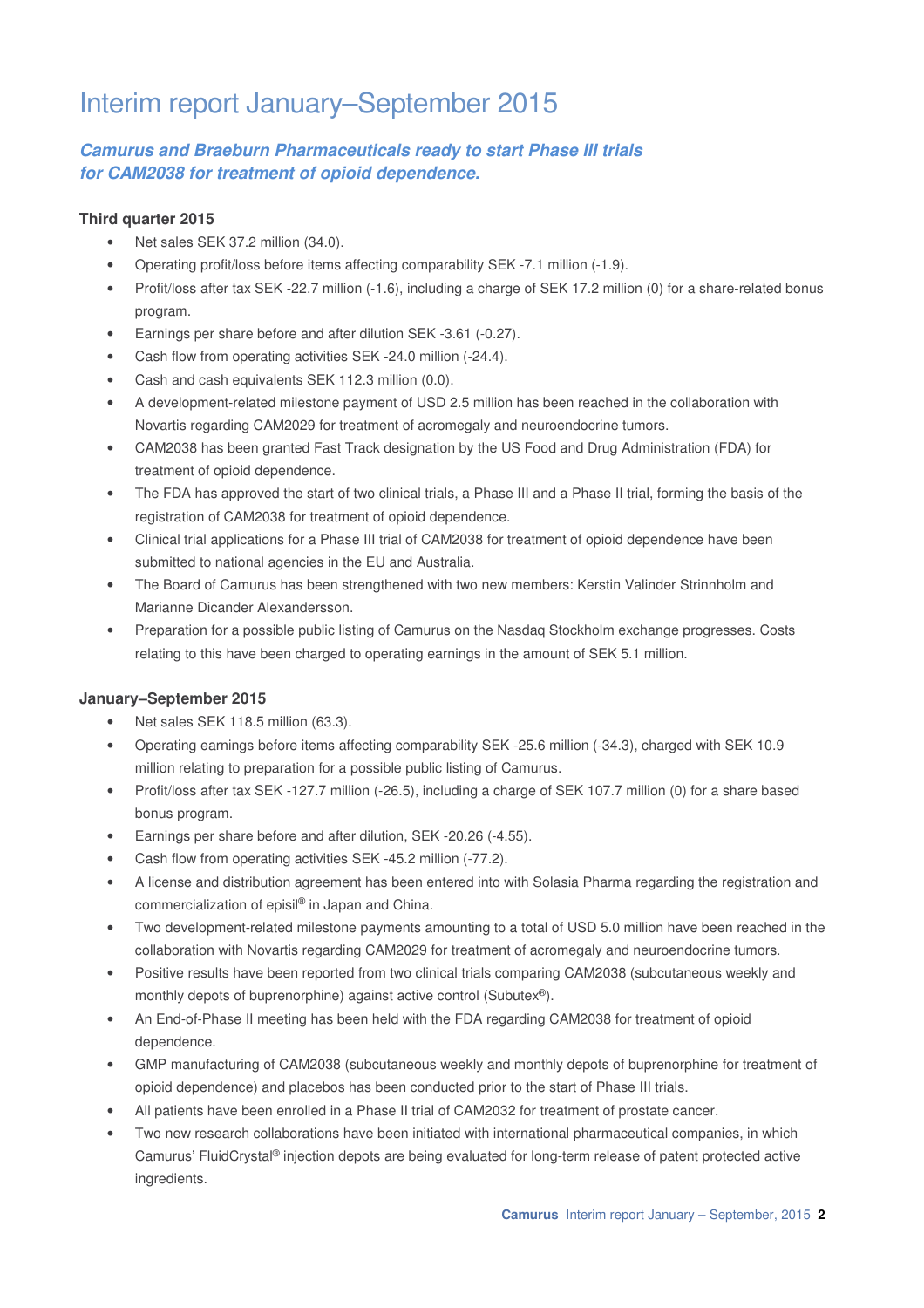# Interim report January–September 2015

***Camurus and Braeburn Pharmaceuticals ready to start Phase III trials for CAM2038 for treatment of opioid dependence.***

### Third quarter 2015

- Net sales SEK 37.2 million (34.0).
- Operating profit/loss before items affecting comparability SEK -7.1 million (-1.9).
- Profit/loss after tax SEK -22.7 million (-1.6), including a charge of SEK 17.2 million (0) for a share-related bonus program.
- Earnings per share before and after dilution SEK -3.61 (-0.27).
- Cash flow from operating activities SEK -24.0 million (-24.4).
- Cash and cash equivalents SEK 112.3 million (0.0).
- A development-related milestone payment of USD 2.5 million has been reached in the collaboration with Novartis regarding CAM2029 for treatment of acromegaly and neuroendocrine tumors.
- CAM2038 has been granted Fast Track designation by the US Food and Drug Administration (FDA) for treatment of opioid dependence.
- The FDA has approved the start of two clinical trials, a Phase III and a Phase II trial, forming the basis of the registration of CAM2038 for treatment of opioid dependence.
- Clinical trial applications for a Phase III trial of CAM2038 for treatment of opioid dependence have been submitted to national agencies in the EU and Australia.
- The Board of Camurus has been strengthened with two new members: Kerstin Valinder Strinnholm and Marianne Dicander Alexandersson.
- Preparation for a possible public listing of Camurus on the Nasdaq Stockholm exchange progresses. Costs relating to this have been charged to operating earnings in the amount of SEK 5.1 million.

### January–September 2015

- Net sales SEK 118.5 million (63.3).
- Operating earnings before items affecting comparability SEK -25.6 million (-34.3), charged with SEK 10.9 million relating to preparation for a possible public listing of Camurus.
- Profit/loss after tax SEK -127.7 million (-26.5), including a charge of SEK 107.7 million (0) for a share based bonus program.
- Earnings per share before and after dilution, SEK -20.26 (-4.55).
- Cash flow from operating activities SEK -45.2 million (-77.2).
- A license and distribution agreement has been entered into with Solasia Pharma regarding the registration and commercialization of episil® in Japan and China.
- Two development-related milestone payments amounting to a total of USD 5.0 million have been reached in the collaboration with Novartis regarding CAM2029 for treatment of acromegaly and neuroendocrine tumors.
- Positive results have been reported from two clinical trials comparing CAM2038 (subcutaneous weekly and monthly depots of buprenorphine) against active control (Subutex®).
- An End-of-Phase II meeting has been held with the FDA regarding CAM2038 for treatment of opioid dependence.
- GMP manufacturing of CAM2038 (subcutaneous weekly and monthly depots of buprenorphine for treatment of opioid dependence) and placebos has been conducted prior to the start of Phase III trials.
- All patients have been enrolled in a Phase II trial of CAM2032 for treatment of prostate cancer.
- Two new research collaborations have been initiated with international pharmaceutical companies, in which Camurus' FluidCrystal® injection depots are being evaluated for long-term release of patent protected active ingredients.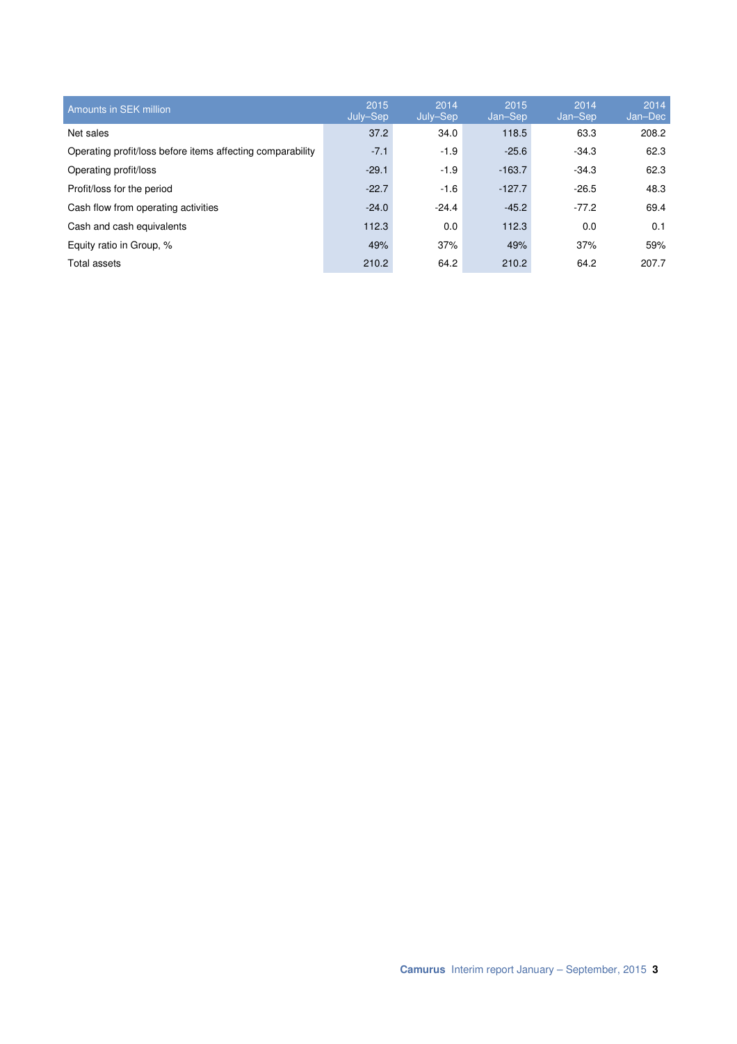| Amounts in SEK million | 2015 July–Sep | 2014 July–Sep | 2015 Jan–Sep | 2014 Jan–Sep | 2014 Jan–Dec |
|---|---|---|---|---|---|
| Net sales | 37.2 | 34.0 | 118.5 | 63.3 | 208.2 |
| Operating profit/loss before items affecting comparability | -7.1 | -1.9 | -25.6 | -34.3 | 62.3 |
| Operating profit/loss | -29.1 | -1.9 | -163.7 | -34.3 | 62.3 |
| Profit/loss for the period | -22.7 | -1.6 | -127.7 | -26.5 | 48.3 |
| Cash flow from operating activities | -24.0 | -24.4 | -45.2 | -77.2 | 69.4 |
| Cash and cash equivalents | 112.3 | 0.0 | 112.3 | 0.0 | 0.1 |
| Equity ratio in Group, % | 49% | 37% | 49% | 37% | 59% |
| Total assets | 210.2 | 64.2 | 210.2 | 64.2 | 207.7 |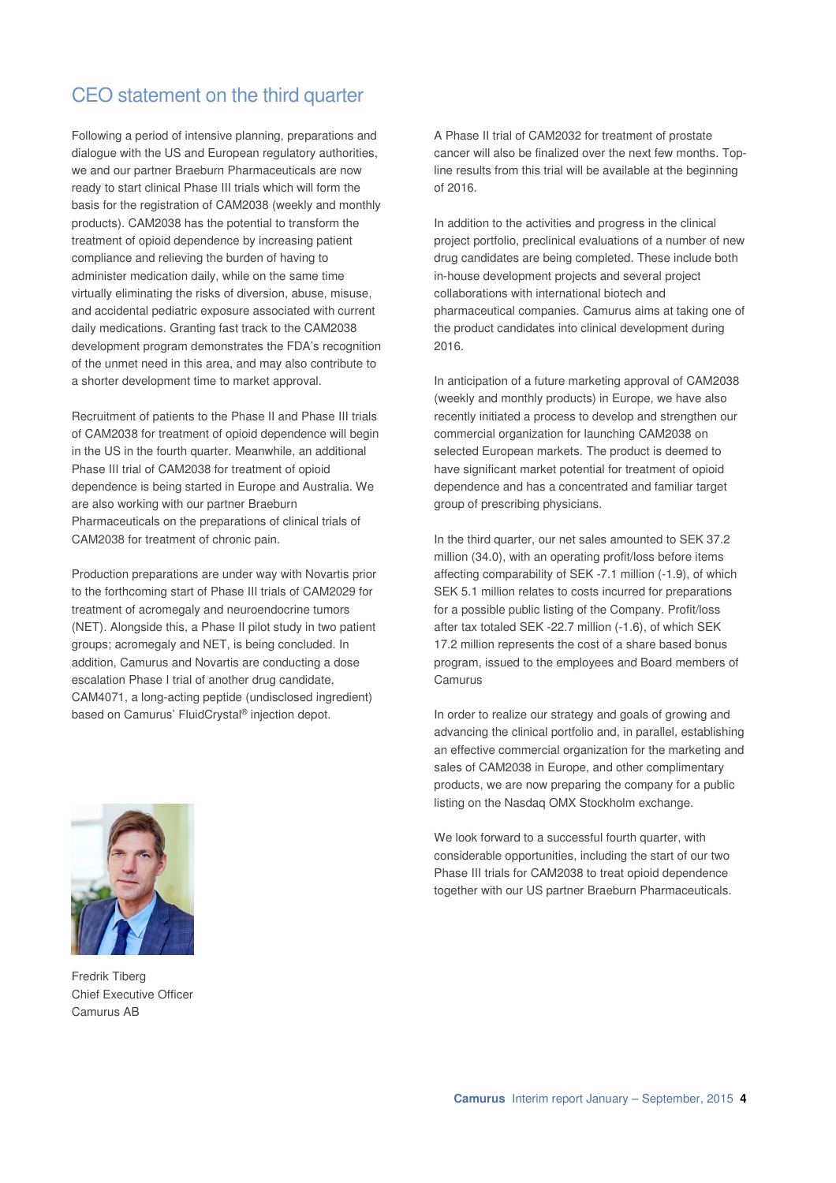# CEO statement on the third quarter

Following a period of intensive planning, preparations and dialogue with the US and European regulatory authorities, we and our partner Braeburn Pharmaceuticals are now ready to start clinical Phase III trials which will form the basis for the registration of CAM2038 (weekly and monthly products). CAM2038 has the potential to transform the treatment of opioid dependence by increasing patient compliance and relieving the burden of having to administer medication daily, while on the same time virtually eliminating the risks of diversion, abuse, misuse, and accidental pediatric exposure associated with current daily medications. Granting fast track to the CAM2038 development program demonstrates the FDA's recognition of the unmet need in this area, and may also contribute to a shorter development time to market approval.

Recruitment of patients to the Phase II and Phase III trials of CAM2038 for treatment of opioid dependence will begin in the US in the fourth quarter. Meanwhile, an additional Phase III trial of CAM2038 for treatment of opioid dependence is being started in Europe and Australia. We are also working with our partner Braeburn Pharmaceuticals on the preparations of clinical trials of CAM2038 for treatment of chronic pain.

Production preparations are under way with Novartis prior to the forthcoming start of Phase III trials of CAM2029 for treatment of acromegaly and neuroendocrine tumors (NET). Alongside this, a Phase II pilot study in two patient groups; acromegaly and NET, is being concluded. In addition, Camurus and Novartis are conducting a dose escalation Phase I trial of another drug candidate, CAM4071, a long-acting peptide (undisclosed ingredient) based on Camurus' FluidCrystal® injection depot.

Fredrik Tiberg
Chief Executive Officer
Camurus AB

A Phase II trial of CAM2032 for treatment of prostate cancer will also be finalized over the next few months. Top-line results from this trial will be available at the beginning of 2016.

In addition to the activities and progress in the clinical project portfolio, preclinical evaluations of a number of new drug candidates are being completed. These include both in-house development projects and several project collaborations with international biotech and pharmaceutical companies. Camurus aims at taking one of the product candidates into clinical development during 2016.

In anticipation of a future marketing approval of CAM2038 (weekly and monthly products) in Europe, we have also recently initiated a process to develop and strengthen our commercial organization for launching CAM2038 on selected European markets. The product is deemed to have significant market potential for treatment of opioid dependence and has a concentrated and familiar target group of prescribing physicians.

In the third quarter, our net sales amounted to SEK 37.2 million (34.0), with an operating profit/loss before items affecting comparability of SEK -7.1 million (-1.9), of which SEK 5.1 million relates to costs incurred for preparations for a possible public listing of the Company. Profit/loss after tax totaled SEK -22.7 million (-1.6), of which SEK 17.2 million represents the cost of a share based bonus program, issued to the employees and Board members of Camurus

In order to realize our strategy and goals of growing and advancing the clinical portfolio and, in parallel, establishing an effective commercial organization for the marketing and sales of CAM2038 in Europe, and other complimentary products, we are now preparing the company for a public listing on the Nasdaq OMX Stockholm exchange.

We look forward to a successful fourth quarter, with considerable opportunities, including the start of our two Phase III trials for CAM2038 to treat opioid dependence together with our US partner Braeburn Pharmaceuticals.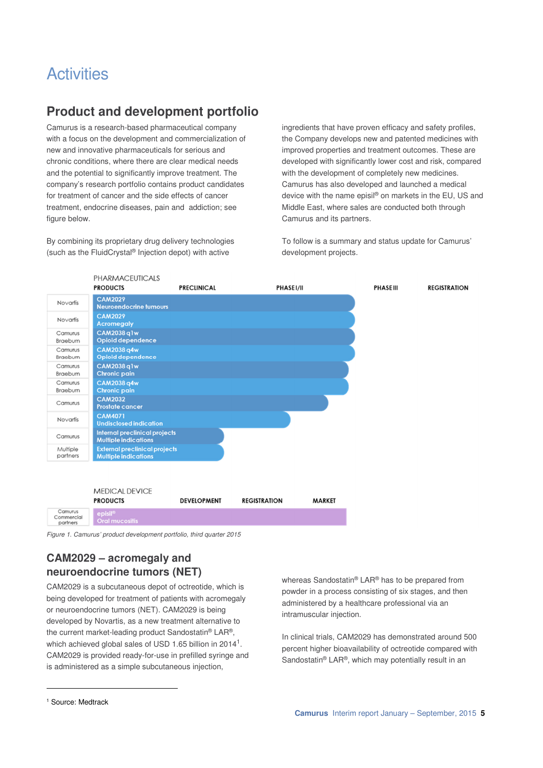# Activities

## Product and development portfolio

Camurus is a research-based pharmaceutical company with a focus on the development and commercialization of new and innovative pharmaceuticals for serious and chronic conditions, where there are clear medical needs and the potential to significantly improve treatment. The company's research portfolio contains product candidates for treatment of cancer and the side effects of cancer treatment, endocrine diseases, pain and addiction; see figure below.

By combining its proprietary drug delivery technologies (such as the FluidCrystal® Injection depot) with active ingredients that have proven efficacy and safety profiles, the Company develops new and patented medicines with improved properties and treatment outcomes. These are developed with significantly lower cost and risk, compared with the development of completely new medicines. Camurus has also developed and launched a medical device with the name episil® on markets in the EU, US and Middle East, where sales are conducted both through Camurus and its partners.

To follow is a summary and status update for Camurus' development projects.

PHARMACEUTICALS

| | PRODUCTS | PRECLINICAL | PHASE I/II | PHASE III | REGISTRATION |
|---|---|---|---|---|---|
| Novartis | CAM2029 Neuroendocrine tumours | | | | |
| Novartis | CAM2029 Acromegaly | | | | |
| Camurus Braeburn | CAM2038 q1w Opioid dependence | | | | |
| Camurus Braeburn | CAM2038 q4w Opioid dependence | | | | |
| Camurus Braeburn | CAM2038 q1w Chronic pain | | | | |
| Camurus Braeburn | CAM2038 q4w Chronic pain | | | | |
| Camurus | CAM2032 Prostate cancer | | | | |
| Novartis | CAM4071 Undisclosed indication | | | | |
| Camurus | Internal preclinical projects Multiple indications | | | | |
| Multiple partners | External preclinical projects Multiple indications | | | | |

MEDICAL DEVICE

| | PRODUCTS | DEVELOPMENT | REGISTRATION | MARKET |
|---|---|---|---|---|
| Camurus Commercial partners | episil® Oral mucositis | | | |

*Figure 1. Camurus' product development portfolio, third quarter 2015*

### CAM2029 – acromegaly and neuroendocrine tumors (NET)

CAM2029 is a subcutaneous depot of octreotide, which is being developed for treatment of patients with acromegaly or neuroendocrine tumors (NET). CAM2029 is being developed by Novartis, as a new treatment alternative to the current market-leading product Sandostatin® LAR®, which achieved global sales of USD 1.65 billion in 2014[1]. CAM2029 is provided ready-for-use in prefilled syringe and is administered as a simple subcutaneous injection, whereas Sandostatin® LAR® has to be prepared from powder in a process consisting of six stages, and then administered by a healthcare professional via an intramuscular injection.

In clinical trials, CAM2029 has demonstrated around 500 percent higher bioavailability of octreotide compared with Sandostatin® LAR®, which may potentially result in an

[1] Source: Medtrack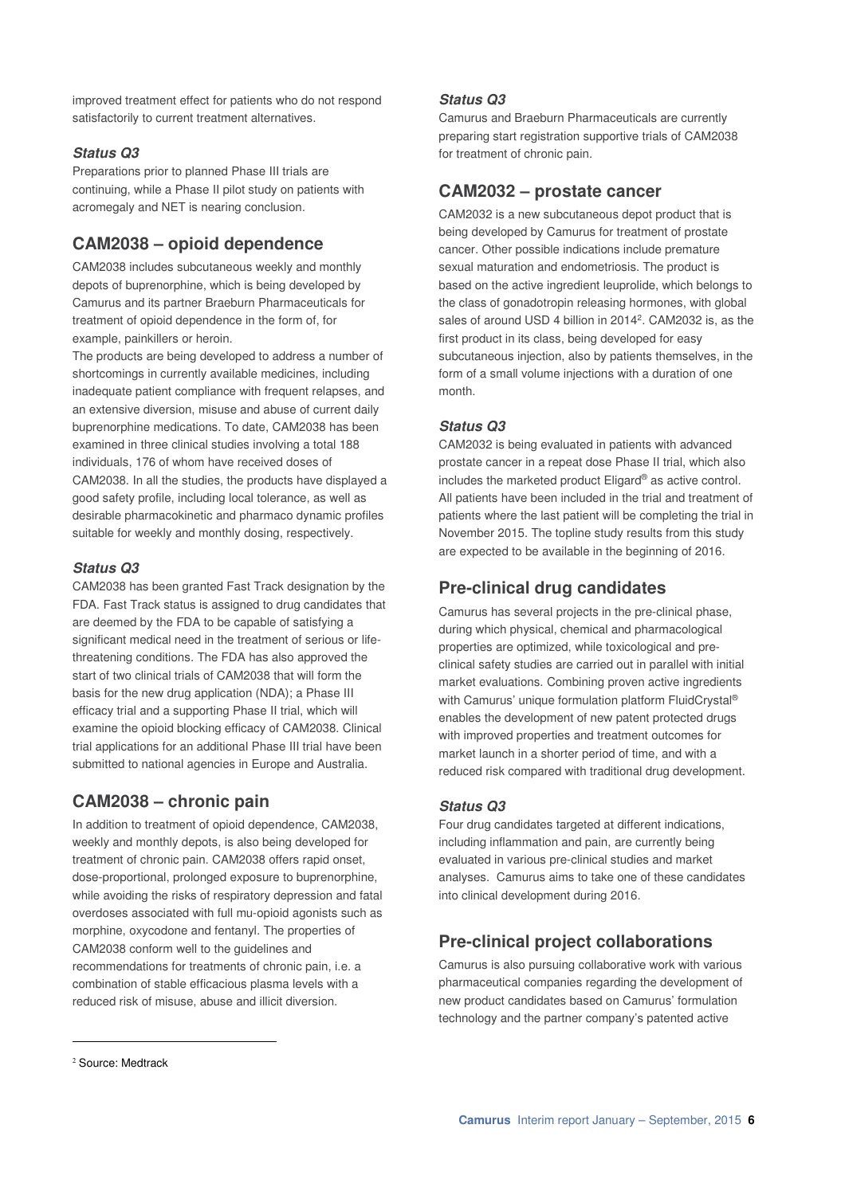improved treatment effect for patients who do not respond satisfactorily to current treatment alternatives.

***Status Q3***

Preparations prior to planned Phase III trials are continuing, while a Phase II pilot study on patients with acromegaly and NET is nearing conclusion.

## CAM2038 – opioid dependence

CAM2038 includes subcutaneous weekly and monthly depots of buprenorphine, which is being developed by Camurus and its partner Braeburn Pharmaceuticals for treatment of opioid dependence in the form of, for example, painkillers or heroin.

The products are being developed to address a number of shortcomings in currently available medicines, including inadequate patient compliance with frequent relapses, and an extensive diversion, misuse and abuse of current daily buprenorphine medications. To date, CAM2038 has been examined in three clinical studies involving a total 188 individuals, 176 of whom have received doses of CAM2038. In all the studies, the products have displayed a good safety profile, including local tolerance, as well as desirable pharmacokinetic and pharmaco dynamic profiles suitable for weekly and monthly dosing, respectively.

***Status Q3***

CAM2038 has been granted Fast Track designation by the FDA. Fast Track status is assigned to drug candidates that are deemed by the FDA to be capable of satisfying a significant medical need in the treatment of serious or life-threatening conditions. The FDA has also approved the start of two clinical trials of CAM2038 that will form the basis for the new drug application (NDA); a Phase III efficacy trial and a supporting Phase II trial, which will examine the opioid blocking efficacy of CAM2038. Clinical trial applications for an additional Phase III trial have been submitted to national agencies in Europe and Australia.

## CAM2038 – chronic pain

In addition to treatment of opioid dependence, CAM2038, weekly and monthly depots, is also being developed for treatment of chronic pain. CAM2038 offers rapid onset, dose-proportional, prolonged exposure to buprenorphine, while avoiding the risks of respiratory depression and fatal overdoses associated with full mu-opioid agonists such as morphine, oxycodone and fentanyl. The properties of CAM2038 conform well to the guidelines and recommendations for treatments of chronic pain, i.e. a combination of stable efficacious plasma levels with a reduced risk of misuse, abuse and illicit diversion.

***Status Q3***

Camurus and Braeburn Pharmaceuticals are currently preparing start registration supportive trials of CAM2038 for treatment of chronic pain.

## CAM2032 – prostate cancer

CAM2032 is a new subcutaneous depot product that is being developed by Camurus for treatment of prostate cancer. Other possible indications include premature sexual maturation and endometriosis. The product is based on the active ingredient leuprolide, which belongs to the class of gonadotropin releasing hormones, with global sales of around USD 4 billion in 2014[2]. CAM2032 is, as the first product in its class, being developed for easy subcutaneous injection, also by patients themselves, in the form of a small volume injections with a duration of one month.

***Status Q3***

CAM2032 is being evaluated in patients with advanced prostate cancer in a repeat dose Phase II trial, which also includes the marketed product Eligard® as active control. All patients have been included in the trial and treatment of patients where the last patient will be completing the trial in November 2015. The topline study results from this study are expected to be available in the beginning of 2016.

## Pre-clinical drug candidates

Camurus has several projects in the pre-clinical phase, during which physical, chemical and pharmacological properties are optimized, while toxicological and pre-clinical safety studies are carried out in parallel with initial market evaluations. Combining proven active ingredients with Camurus' unique formulation platform FluidCrystal® enables the development of new patent protected drugs with improved properties and treatment outcomes for market launch in a shorter period of time, and with a reduced risk compared with traditional drug development.

***Status Q3***

Four drug candidates targeted at different indications, including inflammation and pain, are currently being evaluated in various pre-clinical studies and market analyses. Camurus aims to take one of these candidates into clinical development during 2016.

## Pre-clinical project collaborations

Camurus is also pursuing collaborative work with various pharmaceutical companies regarding the development of new product candidates based on Camurus' formulation technology and the partner company's patented active

[2] Source: Medtrack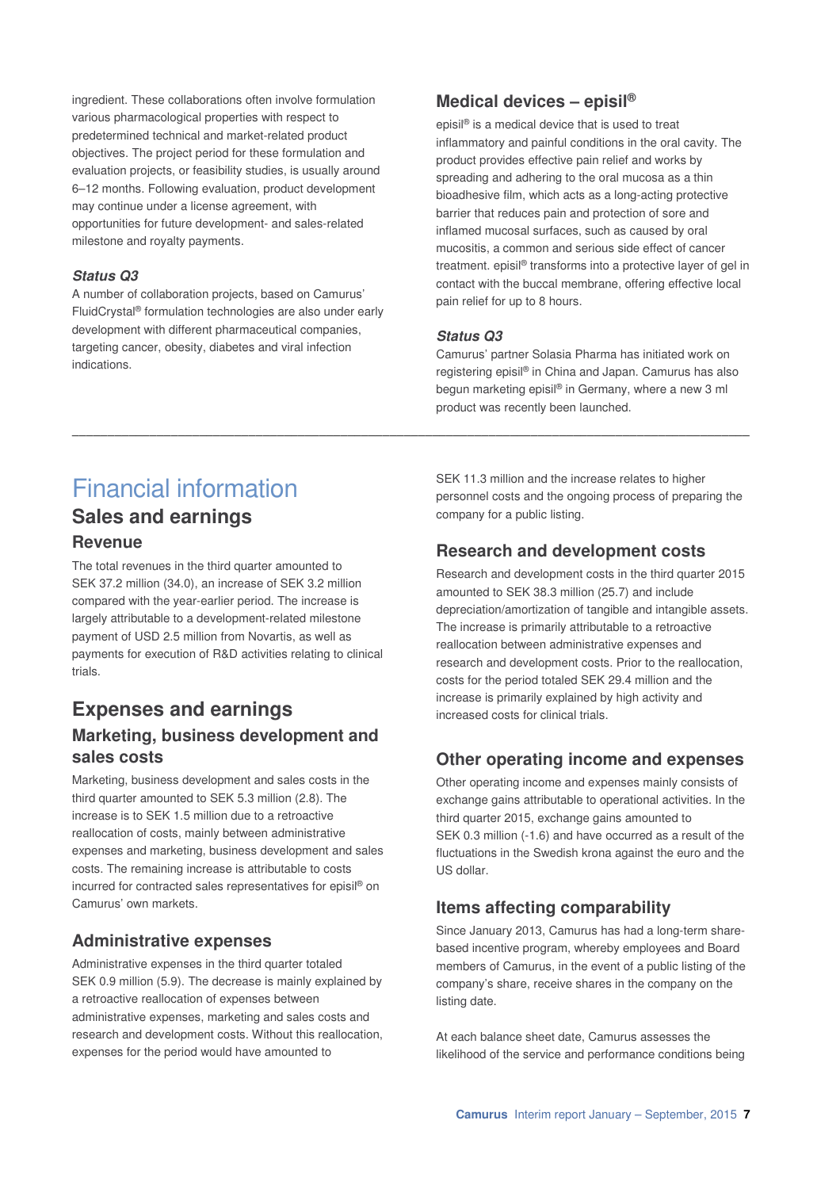ingredient. These collaborations often involve formulation various pharmacological properties with respect to predetermined technical and market-related product objectives. The project period for these formulation and evaluation projects, or feasibility studies, is usually around 6–12 months. Following evaluation, product development may continue under a license agreement, with opportunities for future development- and sales-related milestone and royalty payments.

### *Status Q3*

A number of collaboration projects, based on Camurus' FluidCrystal® formulation technologies are also under early development with different pharmaceutical companies, targeting cancer, obesity, diabetes and viral infection indications.

## Medical devices – episil®

episil® is a medical device that is used to treat inflammatory and painful conditions in the oral cavity. The product provides effective pain relief and works by spreading and adhering to the oral mucosa as a thin bioadhesive film, which acts as a long-acting protective barrier that reduces pain and protection of sore and inflamed mucosal surfaces, such as caused by oral mucositis, a common and serious side effect of cancer treatment. episil® transforms into a protective layer of gel in contact with the buccal membrane, offering effective local pain relief for up to 8 hours.

### *Status Q3*

Camurus' partner Solasia Pharma has initiated work on registering episil® in China and Japan. Camurus has also begun marketing episil® in Germany, where a new 3 ml product was recently been launched.

---

# Financial information

## Sales and earnings

### Revenue

The total revenues in the third quarter amounted to SEK 37.2 million (34.0), an increase of SEK 3.2 million compared with the year-earlier period. The increase is largely attributable to a development-related milestone payment of USD 2.5 million from Novartis, as well as payments for execution of R&D activities relating to clinical trials.

## Expenses and earnings

### Marketing, business development and sales costs

Marketing, business development and sales costs in the third quarter amounted to SEK 5.3 million (2.8). The increase is to SEK 1.5 million due to a retroactive reallocation of costs, mainly between administrative expenses and marketing, business development and sales costs. The remaining increase is attributable to costs incurred for contracted sales representatives for episil® on Camurus' own markets.

### Administrative expenses

Administrative expenses in the third quarter totaled SEK 0.9 million (5.9). The decrease is mainly explained by a retroactive reallocation of expenses between administrative expenses, marketing and sales costs and research and development costs. Without this reallocation, expenses for the period would have amounted to SEK 11.3 million and the increase relates to higher personnel costs and the ongoing process of preparing the company for a public listing.

### Research and development costs

Research and development costs in the third quarter 2015 amounted to SEK 38.3 million (25.7) and include depreciation/amortization of tangible and intangible assets. The increase is primarily attributable to a retroactive reallocation between administrative expenses and research and development costs. Prior to the reallocation, costs for the period totaled SEK 29.4 million and the increase is primarily explained by high activity and increased costs for clinical trials.

### Other operating income and expenses

Other operating income and expenses mainly consists of exchange gains attributable to operational activities. In the third quarter 2015, exchange gains amounted to SEK 0.3 million (-1.6) and have occurred as a result of the fluctuations in the Swedish krona against the euro and the US dollar.

### Items affecting comparability

Since January 2013, Camurus has had a long-term share-based incentive program, whereby employees and Board members of Camurus, in the event of a public listing of the company's share, receive shares in the company on the listing date.

At each balance sheet date, Camurus assesses the likelihood of the service and performance conditions being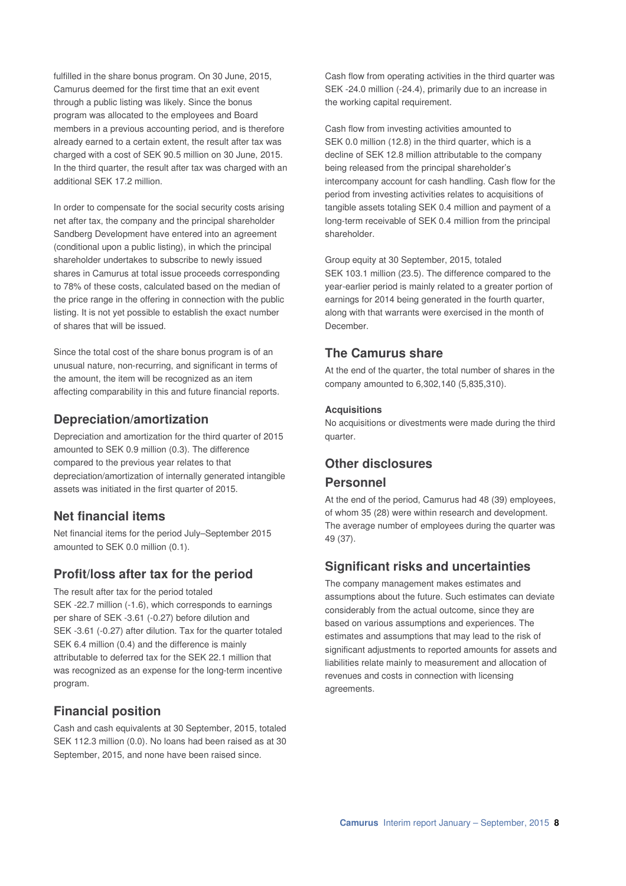fulfilled in the share bonus program. On 30 June, 2015, Camurus deemed for the first time that an exit event through a public listing was likely. Since the bonus program was allocated to the employees and Board members in a previous accounting period, and is therefore already earned to a certain extent, the result after tax was charged with a cost of SEK 90.5 million on 30 June, 2015. In the third quarter, the result after tax was charged with an additional SEK 17.2 million.

In order to compensate for the social security costs arising net after tax, the company and the principal shareholder Sandberg Development have entered into an agreement (conditional upon a public listing), in which the principal shareholder undertakes to subscribe to newly issued shares in Camurus at total issue proceeds corresponding to 78% of these costs, calculated based on the median of the price range in the offering in connection with the public listing. It is not yet possible to establish the exact number of shares that will be issued.

Since the total cost of the share bonus program is of an unusual nature, non-recurring, and significant in terms of the amount, the item will be recognized as an item affecting comparability in this and future financial reports.

## Depreciation/amortization

Depreciation and amortization for the third quarter of 2015 amounted to SEK 0.9 million (0.3). The difference compared to the previous year relates to that depreciation/amortization of internally generated intangible assets was initiated in the first quarter of 2015.

## Net financial items

Net financial items for the period July–September 2015 amounted to SEK 0.0 million (0.1).

## Profit/loss after tax for the period

The result after tax for the period totaled SEK -22.7 million (-1.6), which corresponds to earnings per share of SEK -3.61 (-0.27) before dilution and SEK -3.61 (-0.27) after dilution. Tax for the quarter totaled SEK 6.4 million (0.4) and the difference is mainly attributable to deferred tax for the SEK 22.1 million that was recognized as an expense for the long-term incentive program.

## Financial position

Cash and cash equivalents at 30 September, 2015, totaled SEK 112.3 million (0.0). No loans had been raised as at 30 September, 2015, and none have been raised since.

Cash flow from operating activities in the third quarter was SEK -24.0 million (-24.4), primarily due to an increase in the working capital requirement.

Cash flow from investing activities amounted to SEK 0.0 million (12.8) in the third quarter, which is a decline of SEK 12.8 million attributable to the company being released from the principal shareholder's intercompany account for cash handling. Cash flow for the period from investing activities relates to acquisitions of tangible assets totaling SEK 0.4 million and payment of a long-term receivable of SEK 0.4 million from the principal shareholder.

Group equity at 30 September, 2015, totaled SEK 103.1 million (23.5). The difference compared to the year-earlier period is mainly related to a greater portion of earnings for 2014 being generated in the fourth quarter, along with that warrants were exercised in the month of December.

## The Camurus share

At the end of the quarter, the total number of shares in the company amounted to 6,302,140 (5,835,310).

### Acquisitions

No acquisitions or divestments were made during the third quarter.

## Other disclosures

## Personnel

At the end of the period, Camurus had 48 (39) employees, of whom 35 (28) were within research and development. The average number of employees during the quarter was 49 (37).

## Significant risks and uncertainties

The company management makes estimates and assumptions about the future. Such estimates can deviate considerably from the actual outcome, since they are based on various assumptions and experiences. The estimates and assumptions that may lead to the risk of significant adjustments to reported amounts for assets and liabilities relate mainly to measurement and allocation of revenues and costs in connection with licensing agreements.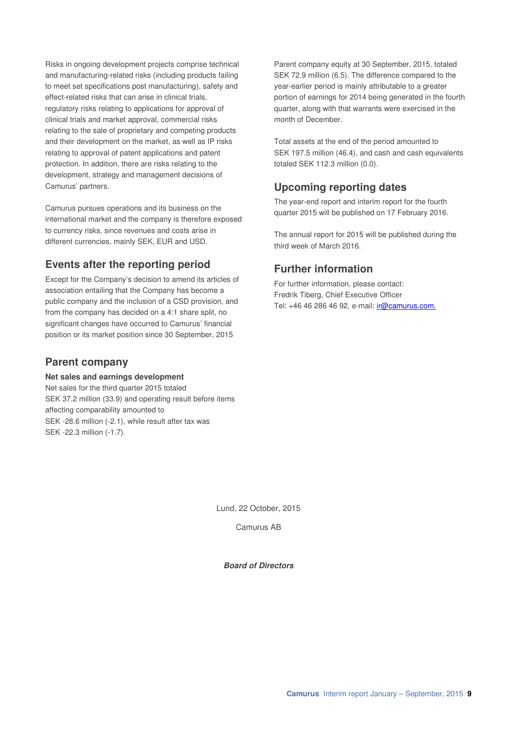Risks in ongoing development projects comprise technical and manufacturing-related risks (including products failing to meet set specifications post manufacturing), safety and effect-related risks that can arise in clinical trials, regulatory risks relating to applications for approval of clinical trials and market approval, commercial risks relating to the sale of proprietary and competing products and their development on the market, as well as IP risks relating to approval of patent applications and patent protection. In addition, there are risks relating to the development, strategy and management decisions of Camurus' partners.

Camurus pursues operations and its business on the international market and the company is therefore exposed to currency risks, since revenues and costs arise in different currencies, mainly SEK, EUR and USD.

## Events after the reporting period

Except for the Company's decision to amend its articles of association entailing that the Company has become a public company and the inclusion of a CSD provision, and from the company has decided on a 4:1 share split, no significant changes have occurred to Camurus' financial position or its market position since 30 September, 2015

## Parent company

**Net sales and earnings development**

Net sales for the third quarter 2015 totaled SEK 37.2 million (33.9) and operating result before items affecting comparability amounted to SEK -28.6 million (-2.1), while result after tax was SEK -22.3 million (-1.7).

Parent company equity at 30 September, 2015, totaled SEK 72.9 million (6.5). The difference compared to the year-earlier period is mainly attributable to a greater portion of earnings for 2014 being generated in the fourth quarter, along with that warrants were exercised in the month of December.

Total assets at the end of the period amounted to SEK 197.5 million (46.4), and cash and cash equivalents totaled SEK 112.3 million (0.0).

## Upcoming reporting dates

The year-end report and interim report for the fourth quarter 2015 will be published on 17 February 2016.

The annual report for 2015 will be published during the third week of March 2016.

## Further information

For further information, please contact:
Fredrik Tiberg, Chief Executive Officer
Tel: +46 46 286 46 92, e-mail: ir@camurus.com.

Lund, 22 October, 2015

Camurus AB

***Board of Directors***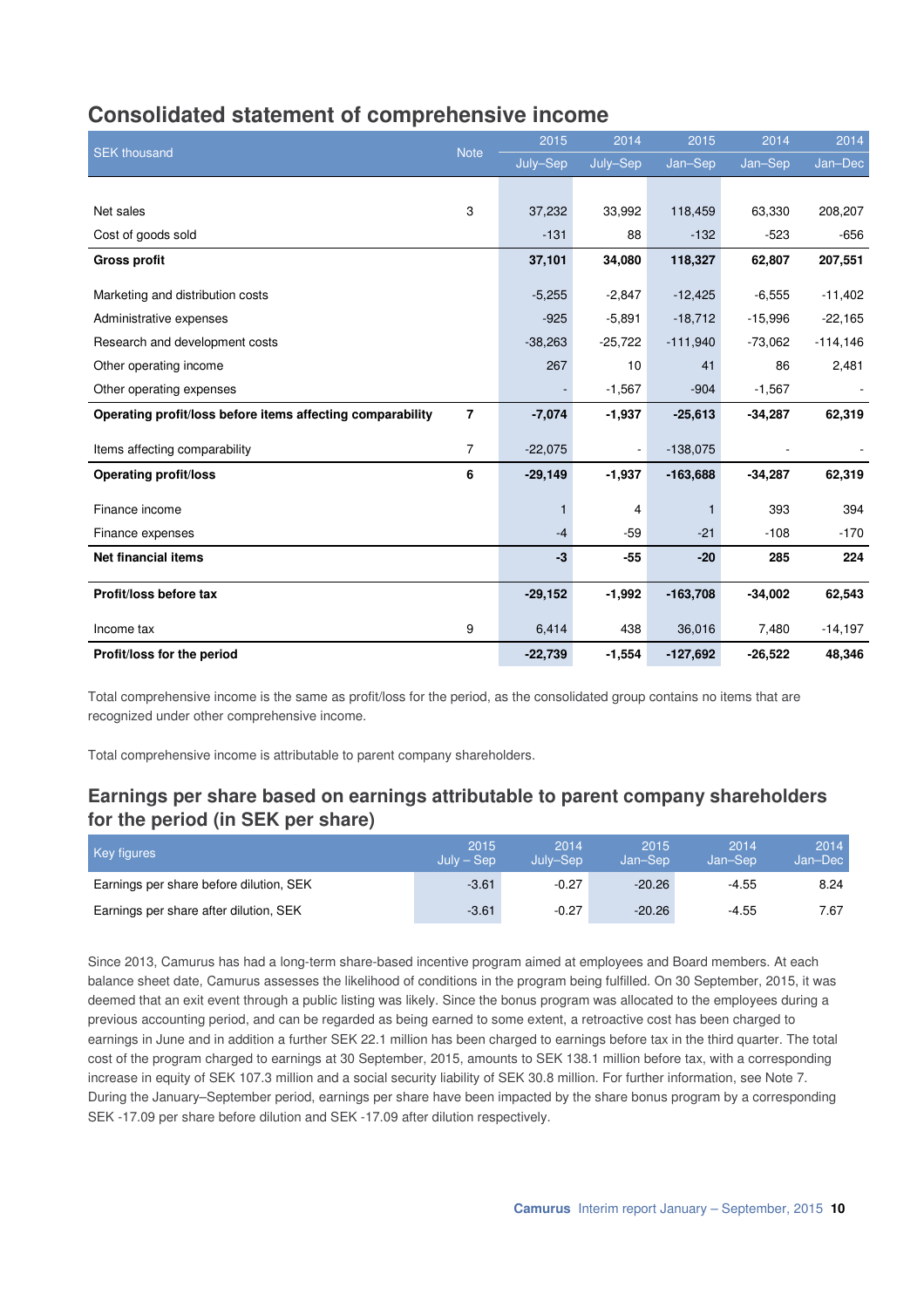## Consolidated statement of comprehensive income

| SEK thousand | Note | 2015 July–Sep | 2014 July–Sep | 2015 Jan–Sep | 2014 Jan–Sep | 2014 Jan–Dec |
|---|---|---|---|---|---|---|
| Net sales | 3 | 37,232 | 33,992 | 118,459 | 63,330 | 208,207 |
| Cost of goods sold | | -131 | 88 | -132 | -523 | -656 |
| **Gross profit** | | **37,101** | **34,080** | **118,327** | **62,807** | **207,551** |
| Marketing and distribution costs | | -5,255 | -2,847 | -12,425 | -6,555 | -11,402 |
| Administrative expenses | | -925 | -5,891 | -18,712 | -15,996 | -22,165 |
| Research and development costs | | -38,263 | -25,722 | -111,940 | -73,062 | -114,146 |
| Other operating income | | 267 | 10 | 41 | 86 | 2,481 |
| Other operating expenses | | - | -1,567 | -904 | -1,567 | - |
| **Operating profit/loss before items affecting comparability** | **7** | **-7,074** | **-1,937** | **-25,613** | **-34,287** | **62,319** |
| Items affecting comparability | 7 | -22,075 | - | -138,075 | - | - |
| **Operating profit/loss** | **6** | **-29,149** | **-1,937** | **-163,688** | **-34,287** | **62,319** |
| Finance income | | 1 | 4 | 1 | 393 | 394 |
| Finance expenses | | -4 | -59 | -21 | -108 | -170 |
| **Net financial items** | | **-3** | **-55** | **-20** | **285** | **224** |
| **Profit/loss before tax** | | **-29,152** | **-1,992** | **-163,708** | **-34,002** | **62,543** |
| Income tax | 9 | 6,414 | 438 | 36,016 | 7,480 | -14,197 |
| **Profit/loss for the period** | | **-22,739** | **-1,554** | **-127,692** | **-26,522** | **48,346** |

Total comprehensive income is the same as profit/loss for the period, as the consolidated group contains no items that are recognized under other comprehensive income.

Total comprehensive income is attributable to parent company shareholders.

## Earnings per share based on earnings attributable to parent company shareholders for the period (in SEK per share)

| Key figures | 2015 July – Sep | 2014 July–Sep | 2015 Jan–Sep | 2014 Jan–Sep | 2014 Jan–Dec |
|---|---|---|---|---|---|
| Earnings per share before dilution, SEK | -3.61 | -0.27 | -20.26 | -4.55 | 8.24 |
| Earnings per share after dilution, SEK | -3.61 | -0.27 | -20.26 | -4.55 | 7.67 |

Since 2013, Camurus has had a long-term share-based incentive program aimed at employees and Board members. At each balance sheet date, Camurus assesses the likelihood of conditions in the program being fulfilled. On 30 September, 2015, it was deemed that an exit event through a public listing was likely. Since the bonus program was allocated to the employees during a previous accounting period, and can be regarded as being earned to some extent, a retroactive cost has been charged to earnings in June and in addition a further SEK 22.1 million has been charged to earnings before tax in the third quarter. The total cost of the program charged to earnings at 30 September, 2015, amounts to SEK 138.1 million before tax, with a corresponding increase in equity of SEK 107.3 million and a social security liability of SEK 30.8 million. For further information, see Note 7. During the January–September period, earnings per share have been impacted by the share bonus program by a corresponding SEK -17.09 per share before dilution and SEK -17.09 after dilution respectively.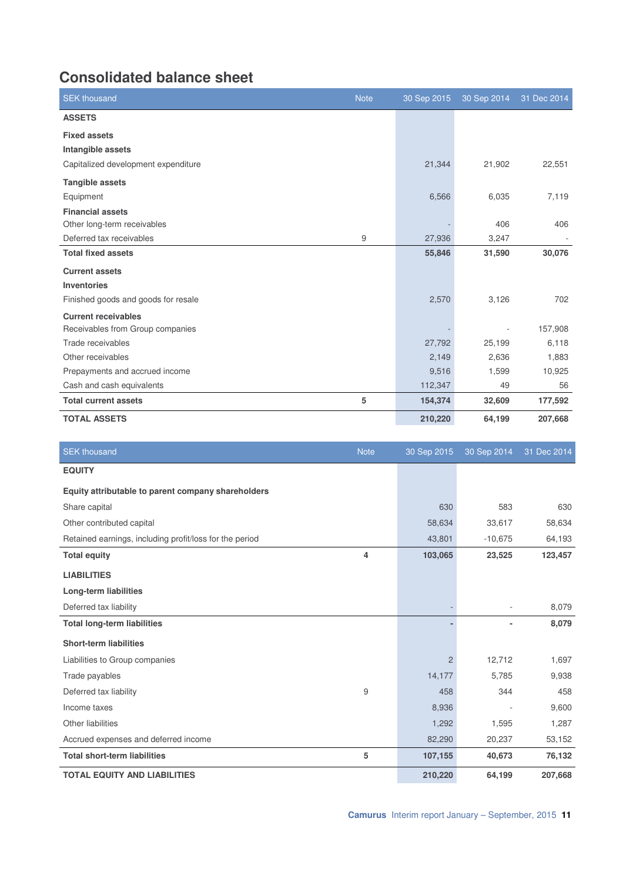# Consolidated balance sheet

| SEK thousand | Note | 30 Sep 2015 | 30 Sep 2014 | 31 Dec 2014 |
|---|---|---|---|---|
| **ASSETS** | | | | |
| **Fixed assets** | | | | |
| **Intangible assets** | | | | |
| Capitalized development expenditure | | 21,344 | 21,902 | 22,551 |
| **Tangible assets** | | | | |
| Equipment | | 6,566 | 6,035 | 7,119 |
| **Financial assets** | | | | |
| Other long-term receivables | | - | 406 | 406 |
| Deferred tax receivables | 9 | 27,936 | 3,247 | - |
| **Total fixed assets** | | **55,846** | **31,590** | **30,076** |
| **Current assets** | | | | |
| **Inventories** | | | | |
| Finished goods and goods for resale | | 2,570 | 3,126 | 702 |
| **Current receivables** | | | | |
| Receivables from Group companies | | - | - | 157,908 |
| Trade receivables | | 27,792 | 25,199 | 6,118 |
| Other receivables | | 2,149 | 2,636 | 1,883 |
| Prepayments and accrued income | | 9,516 | 1,599 | 10,925 |
| Cash and cash equivalents | | 112,347 | 49 | 56 |
| **Total current assets** | **5** | **154,374** | **32,609** | **177,592** |
| **TOTAL ASSETS** | | **210,220** | **64,199** | **207,668** |

| SEK thousand | Note | 30 Sep 2015 | 30 Sep 2014 | 31 Dec 2014 |
|---|---|---|---|---|
| **EQUITY** | | | | |
| **Equity attributable to parent company shareholders** | | | | |
| Share capital | | 630 | 583 | 630 |
| Other contributed capital | | 58,634 | 33,617 | 58,634 |
| Retained earnings, including profit/loss for the period | | 43,801 | -10,675 | 64,193 |
| **Total equity** | **4** | **103,065** | **23,525** | **123,457** |
| **LIABILITIES** | | | | |
| **Long-term liabilities** | | | | |
| Deferred tax liability | | - | - | 8,079 |
| **Total long-term liabilities** | | **-** | **-** | **8,079** |
| **Short-term liabilities** | | | | |
| Liabilities to Group companies | | 2 | 12,712 | 1,697 |
| Trade payables | | 14,177 | 5,785 | 9,938 |
| Deferred tax liability | 9 | 458 | 344 | 458 |
| Income taxes | | 8,936 | - | 9,600 |
| Other liabilities | | 1,292 | 1,595 | 1,287 |
| Accrued expenses and deferred income | | 82,290 | 20,237 | 53,152 |
| **Total short-term liabilities** | **5** | **107,155** | **40,673** | **76,132** |
| **TOTAL EQUITY AND LIABILITIES** | | **210,220** | **64,199** | **207,668** |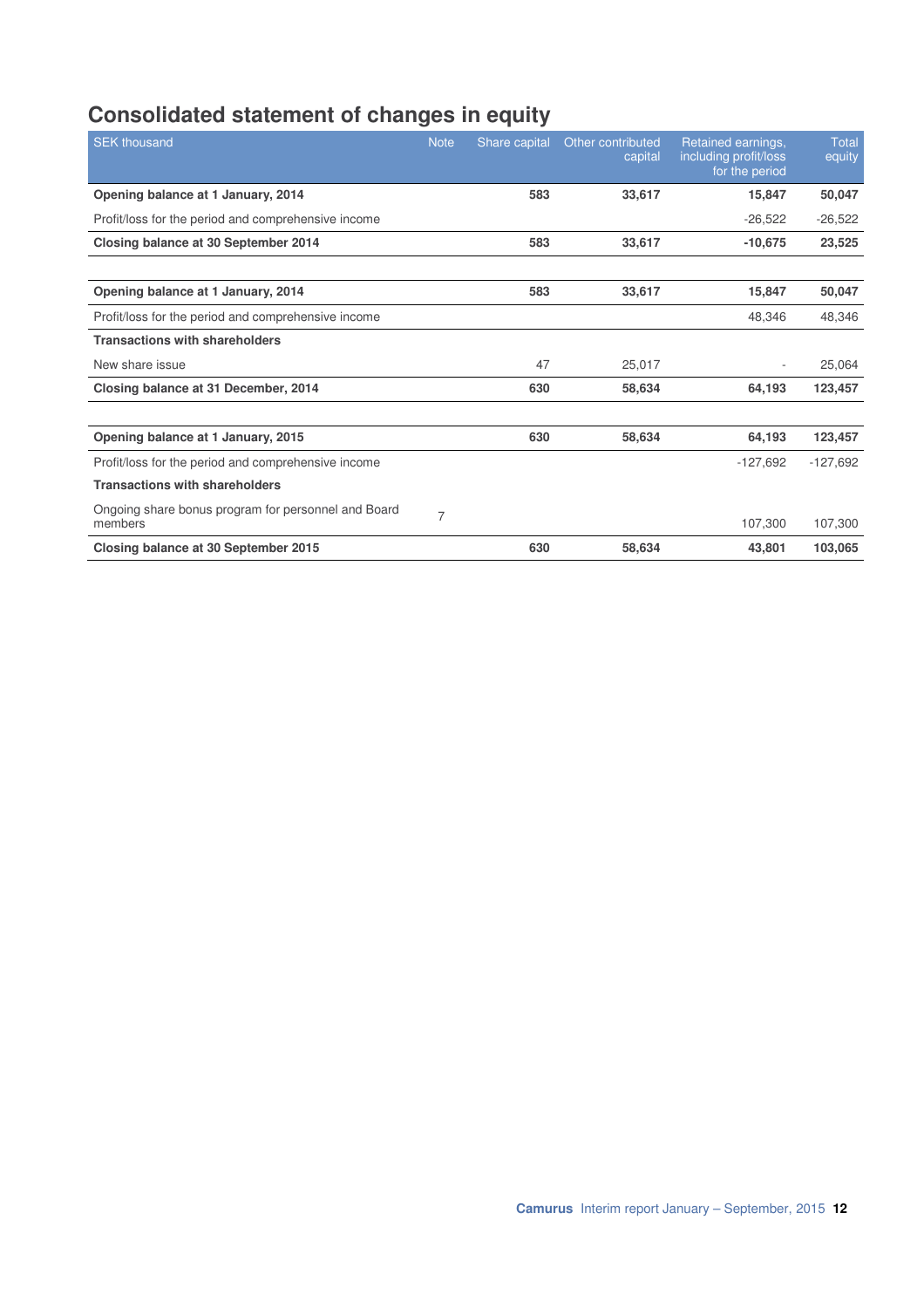# Consolidated statement of changes in equity

| SEK thousand | Note | Share capital | Other contributed capital | Retained earnings, including profit/loss for the period | Total equity |
|---|---|---|---|---|---|
| **Opening balance at 1 January, 2014** | | **583** | **33,617** | **15,847** | **50,047** |
| Profit/loss for the period and comprehensive income | | | | -26,522 | -26,522 |
| **Closing balance at 30 September 2014** | | **583** | **33,617** | **-10,675** | **23,525** |
| | | | | | |
| **Opening balance at 1 January, 2014** | | **583** | **33,617** | **15,847** | **50,047** |
| Profit/loss for the period and comprehensive income | | | | 48,346 | 48,346 |
| **Transactions with shareholders** | | | | | |
| New share issue | | 47 | 25,017 | - | 25,064 |
| **Closing balance at 31 December, 2014** | | **630** | **58,634** | **64,193** | **123,457** |
| | | | | | |
| **Opening balance at 1 January, 2015** | | **630** | **58,634** | **64,193** | **123,457** |
| Profit/loss for the period and comprehensive income | | | | -127,692 | -127,692 |
| **Transactions with shareholders** | | | | | |
| Ongoing share bonus program for personnel and Board members | 7 | | | 107,300 | 107,300 |
| **Closing balance at 30 September 2015** | | **630** | **58,634** | **43,801** | **103,065** |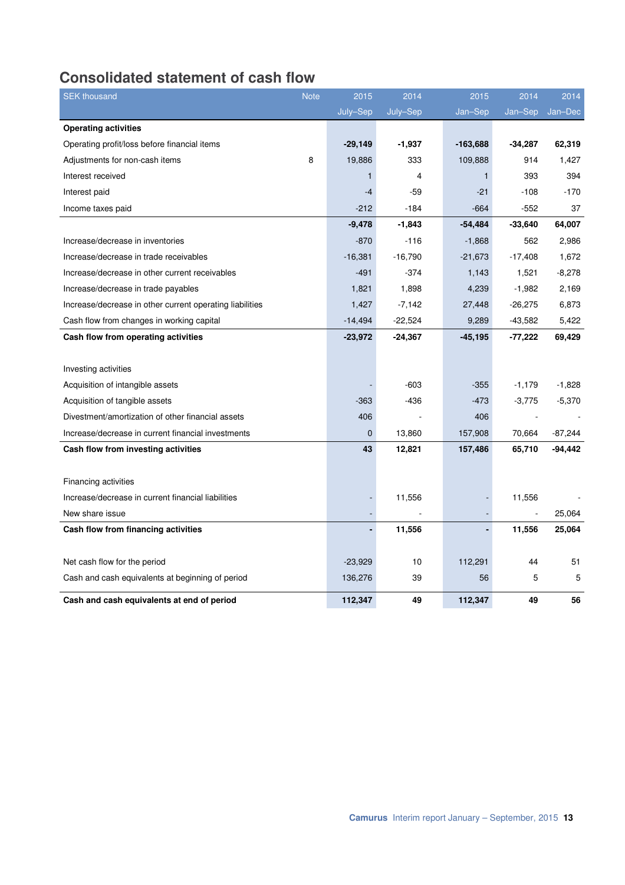## Consolidated statement of cash flow

| SEK thousand | Note | 2015 July–Sep | 2014 July–Sep | 2015 Jan–Sep | 2014 Jan–Sep | 2014 Jan–Dec |
|---|---|---|---|---|---|---|
| **Operating activities** | | | | | | |
| Operating profit/loss before financial items | | **-29,149** | **-1,937** | **-163,688** | **-34,287** | **62,319** |
| Adjustments for non-cash items | 8 | 19,886 | 333 | 109,888 | 914 | 1,427 |
| Interest received | | 1 | 4 | 1 | 393 | 394 |
| Interest paid | | -4 | -59 | -21 | -108 | -170 |
| Income taxes paid | | -212 | -184 | -664 | -552 | 37 |
| | | **-9,478** | **-1,843** | **-54,484** | **-33,640** | **64,007** |
| Increase/decrease in inventories | | -870 | -116 | -1,868 | 562 | 2,986 |
| Increase/decrease in trade receivables | | -16,381 | -16,790 | -21,673 | -17,408 | 1,672 |
| Increase/decrease in other current receivables | | -491 | -374 | 1,143 | 1,521 | -8,278 |
| Increase/decrease in trade payables | | 1,821 | 1,898 | 4,239 | -1,982 | 2,169 |
| Increase/decrease in other current operating liabilities | | 1,427 | -7,142 | 27,448 | -26,275 | 6,873 |
| Cash flow from changes in working capital | | -14,494 | -22,524 | 9,289 | -43,582 | 5,422 |
| **Cash flow from operating activities** | | **-23,972** | **-24,367** | **-45,195** | **-77,222** | **69,429** |
| | | | | | | |
| Investing activities | | | | | | |
| Acquisition of intangible assets | | - | -603 | -355 | -1,179 | -1,828 |
| Acquisition of tangible assets | | -363 | -436 | -473 | -3,775 | -5,370 |
| Divestment/amortization of other financial assets | | 406 | - | 406 | - | - |
| Increase/decrease in current financial investments | | 0 | 13,860 | 157,908 | 70,664 | -87,244 |
| **Cash flow from investing activities** | | **43** | **12,821** | **157,486** | **65,710** | **-94,442** |
| | | | | | | |
| Financing activities | | | | | | |
| Increase/decrease in current financial liabilities | | - | 11,556 | - | 11,556 | - |
| New share issue | | - | - | - | - | 25,064 |
| **Cash flow from financing activities** | | **-** | **11,556** | **-** | **11,556** | **25,064** |
| | | | | | | |
| Net cash flow for the period | | -23,929 | 10 | 112,291 | 44 | 51 |
| Cash and cash equivalents at beginning of period | | 136,276 | 39 | 56 | 5 | 5 |
| **Cash and cash equivalents at end of period** | | **112,347** | **49** | **112,347** | **49** | **56** |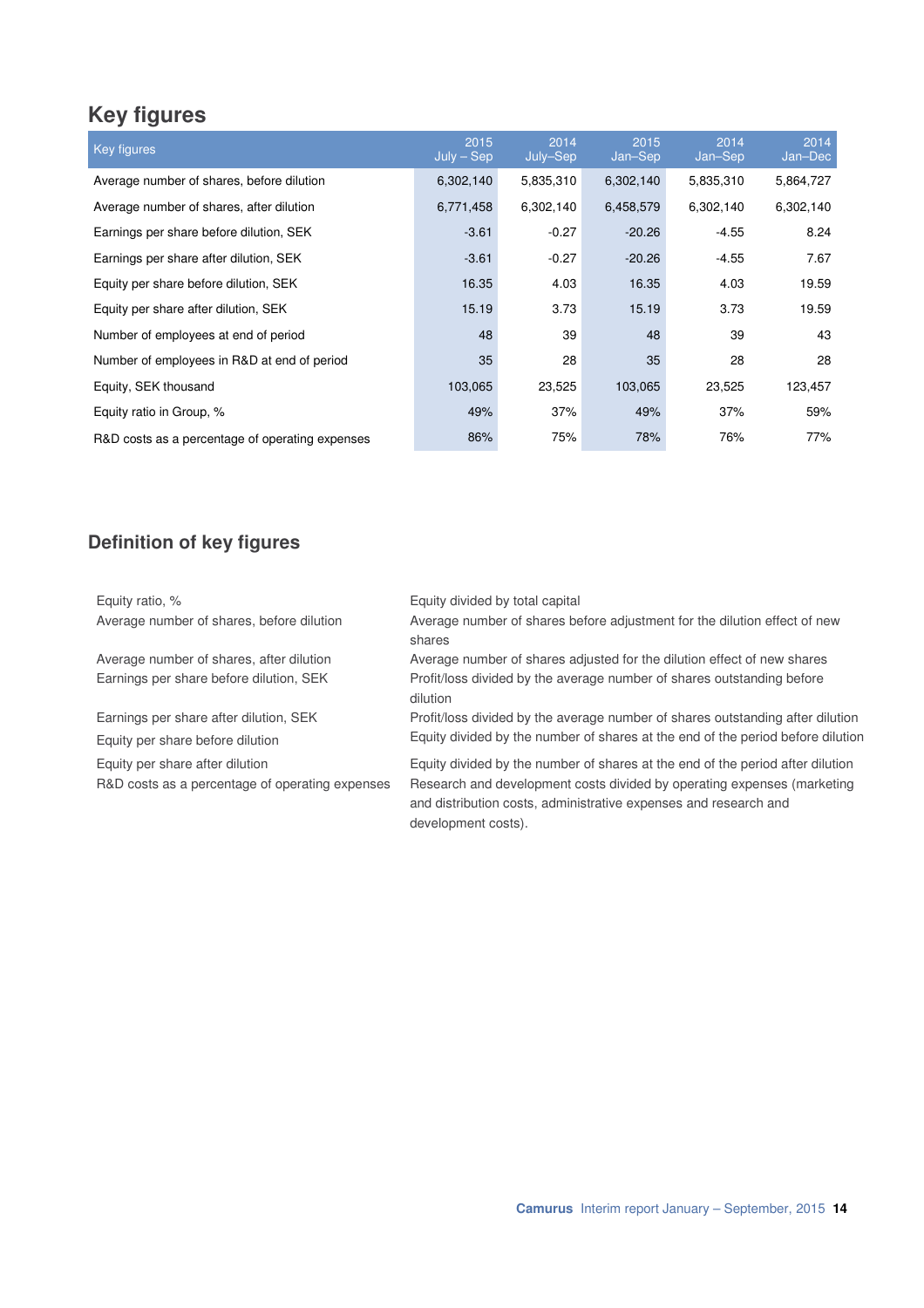## Key figures

| Key figures | 2015 July – Sep | 2014 July–Sep | 2015 Jan–Sep | 2014 Jan–Sep | 2014 Jan–Dec |
|---|---|---|---|---|---|
| Average number of shares, before dilution | 6,302,140 | 5,835,310 | 6,302,140 | 5,835,310 | 5,864,727 |
| Average number of shares, after dilution | 6,771,458 | 6,302,140 | 6,458,579 | 6,302,140 | 6,302,140 |
| Earnings per share before dilution, SEK | -3.61 | -0.27 | -20.26 | -4.55 | 8.24 |
| Earnings per share after dilution, SEK | -3.61 | -0.27 | -20.26 | -4.55 | 7.67 |
| Equity per share before dilution, SEK | 16.35 | 4.03 | 16.35 | 4.03 | 19.59 |
| Equity per share after dilution, SEK | 15.19 | 3.73 | 15.19 | 3.73 | 19.59 |
| Number of employees at end of period | 48 | 39 | 48 | 39 | 43 |
| Number of employees in R&D at end of period | 35 | 28 | 35 | 28 | 28 |
| Equity, SEK thousand | 103,065 | 23,525 | 103,065 | 23,525 | 123,457 |
| Equity ratio in Group, % | 49% | 37% | 49% | 37% | 59% |
| R&D costs as a percentage of operating expenses | 86% | 75% | 78% | 76% | 77% |

## Definition of key figures

| | |
|---|---|
| Equity ratio, % | Equity divided by total capital |
| Average number of shares, before dilution | Average number of shares before adjustment for the dilution effect of new shares |
| Average number of shares, after dilution | Average number of shares adjusted for the dilution effect of new shares |
| Earnings per share before dilution, SEK | Profit/loss divided by the average number of shares outstanding before dilution |
| Earnings per share after dilution, SEK | Profit/loss divided by the average number of shares outstanding after dilution |
| Equity per share before dilution | Equity divided by the number of shares at the end of the period before dilution |
| Equity per share after dilution | Equity divided by the number of shares at the end of the period after dilution |
| R&D costs as a percentage of operating expenses | Research and development costs divided by operating expenses (marketing and distribution costs, administrative expenses and research and development costs). |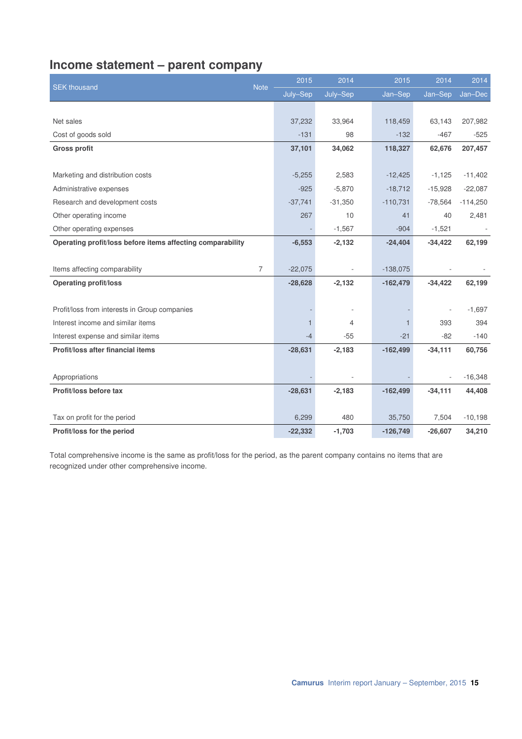# Income statement – parent company

| SEK thousand | Note | 2015 July–Sep | 2014 July–Sep | 2015 Jan–Sep | 2014 Jan–Sep | 2014 Jan–Dec |
|---|---|---|---|---|---|---|
| Net sales | | 37,232 | 33,964 | 118,459 | 63,143 | 207,982 |
| Cost of goods sold | | -131 | 98 | -132 | -467 | -525 |
| **Gross profit** | | **37,101** | **34,062** | **118,327** | **62,676** | **207,457** |
| Marketing and distribution costs | | -5,255 | 2,583 | -12,425 | -1,125 | -11,402 |
| Administrative expenses | | -925 | -5,870 | -18,712 | -15,928 | -22,087 |
| Research and development costs | | -37,741 | -31,350 | -110,731 | -78,564 | -114,250 |
| Other operating income | | 267 | 10 | 41 | 40 | 2,481 |
| Other operating expenses | | - | -1,567 | -904 | -1,521 | - |
| **Operating profit/loss before items affecting comparability** | | **-6,553** | **-2,132** | **-24,404** | **-34,422** | **62,199** |
| Items affecting comparability | 7 | -22,075 | - | -138,075 | - | - |
| **Operating profit/loss** | | **-28,628** | **-2,132** | **-162,479** | **-34,422** | **62,199** |
| Profit/loss from interests in Group companies | | - | - | - | - | -1,697 |
| Interest income and similar items | | 1 | 4 | 1 | 393 | 394 |
| Interest expense and similar items | | -4 | -55 | -21 | -82 | -140 |
| **Profit/loss after financial items** | | **-28,631** | **-2,183** | **-162,499** | **-34,111** | **60,756** |
| Appropriations | | - | - | - | - | -16,348 |
| **Profit/loss before tax** | | **-28,631** | **-2,183** | **-162,499** | **-34,111** | **44,408** |
| Tax on profit for the period | | 6,299 | 480 | 35,750 | 7,504 | -10,198 |
| **Profit/loss for the period** | | **-22,332** | **-1,703** | **-126,749** | **-26,607** | **34,210** |

Total comprehensive income is the same as profit/loss for the period, as the parent company contains no items that are recognized under other comprehensive income.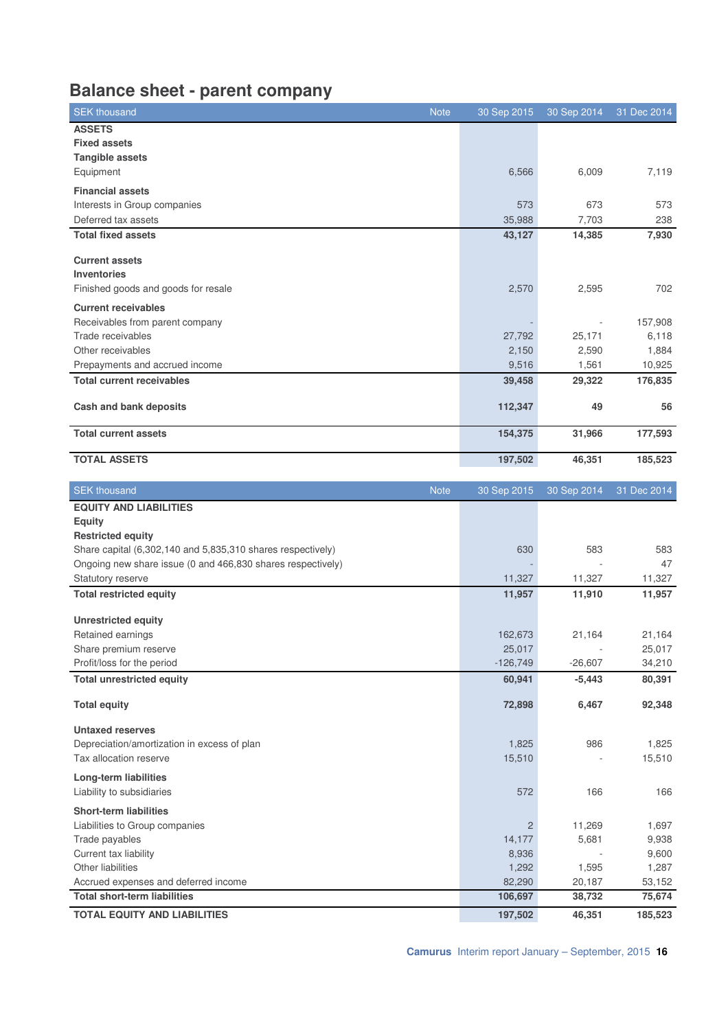# Balance sheet - parent company

| SEK thousand | Note | 30 Sep 2015 | 30 Sep 2014 | 31 Dec 2014 |
|---|---|---|---|---|
| **ASSETS** | | | | |
| **Fixed assets** | | | | |
| **Tangible assets** | | | | |
| Equipment | | 6,566 | 6,009 | 7,119 |
| **Financial assets** | | | | |
| Interests in Group companies | | 573 | 673 | 573 |
| Deferred tax assets | | 35,988 | 7,703 | 238 |
| **Total fixed assets** | | **43,127** | **14,385** | **7,930** |
| **Current assets** | | | | |
| **Inventories** | | | | |
| Finished goods and goods for resale | | 2,570 | 2,595 | 702 |
| **Current receivables** | | | | |
| Receivables from parent company | | - | - | 157,908 |
| Trade receivables | | 27,792 | 25,171 | 6,118 |
| Other receivables | | 2,150 | 2,590 | 1,884 |
| Prepayments and accrued income | | 9,516 | 1,561 | 10,925 |
| **Total current receivables** | | **39,458** | **29,322** | **176,835** |
| **Cash and bank deposits** | | **112,347** | **49** | **56** |
| **Total current assets** | | **154,375** | **31,966** | **177,593** |
| **TOTAL ASSETS** | | **197,502** | **46,351** | **185,523** |

| SEK thousand | Note | 30 Sep 2015 | 30 Sep 2014 | 31 Dec 2014 |
|---|---|---|---|---|
| **EQUITY AND LIABILITIES** | | | | |
| **Equity** | | | | |
| **Restricted equity** | | | | |
| Share capital (6,302,140 and 5,835,310 shares respectively) | | 630 | 583 | 583 |
| Ongoing new share issue (0 and 466,830 shares respectively) | | - | - | 47 |
| Statutory reserve | | 11,327 | 11,327 | 11,327 |
| **Total restricted equity** | | **11,957** | **11,910** | **11,957** |
| **Unrestricted equity** | | | | |
| Retained earnings | | 162,673 | 21,164 | 21,164 |
| Share premium reserve | | 25,017 | - | 25,017 |
| Profit/loss for the period | | -126,749 | -26,607 | 34,210 |
| **Total unrestricted equity** | | **60,941** | **-5,443** | **80,391** |
| **Total equity** | | **72,898** | **6,467** | **92,348** |
| **Untaxed reserves** | | | | |
| Depreciation/amortization in excess of plan | | 1,825 | 986 | 1,825 |
| Tax allocation reserve | | 15,510 | - | 15,510 |
| **Long-term liabilities** | | | | |
| Liability to subsidiaries | | 572 | 166 | 166 |
| **Short-term liabilities** | | | | |
| Liabilities to Group companies | | 2 | 11,269 | 1,697 |
| Trade payables | | 14,177 | 5,681 | 9,938 |
| Current tax liability | | 8,936 | - | 9,600 |
| Other liabilities | | 1,292 | 1,595 | 1,287 |
| Accrued expenses and deferred income | | 82,290 | 20,187 | 53,152 |
| **Total short-term liabilities** | | **106,697** | **38,732** | **75,674** |
| **TOTAL EQUITY AND LIABILITIES** | | **197,502** | **46,351** | **185,523** |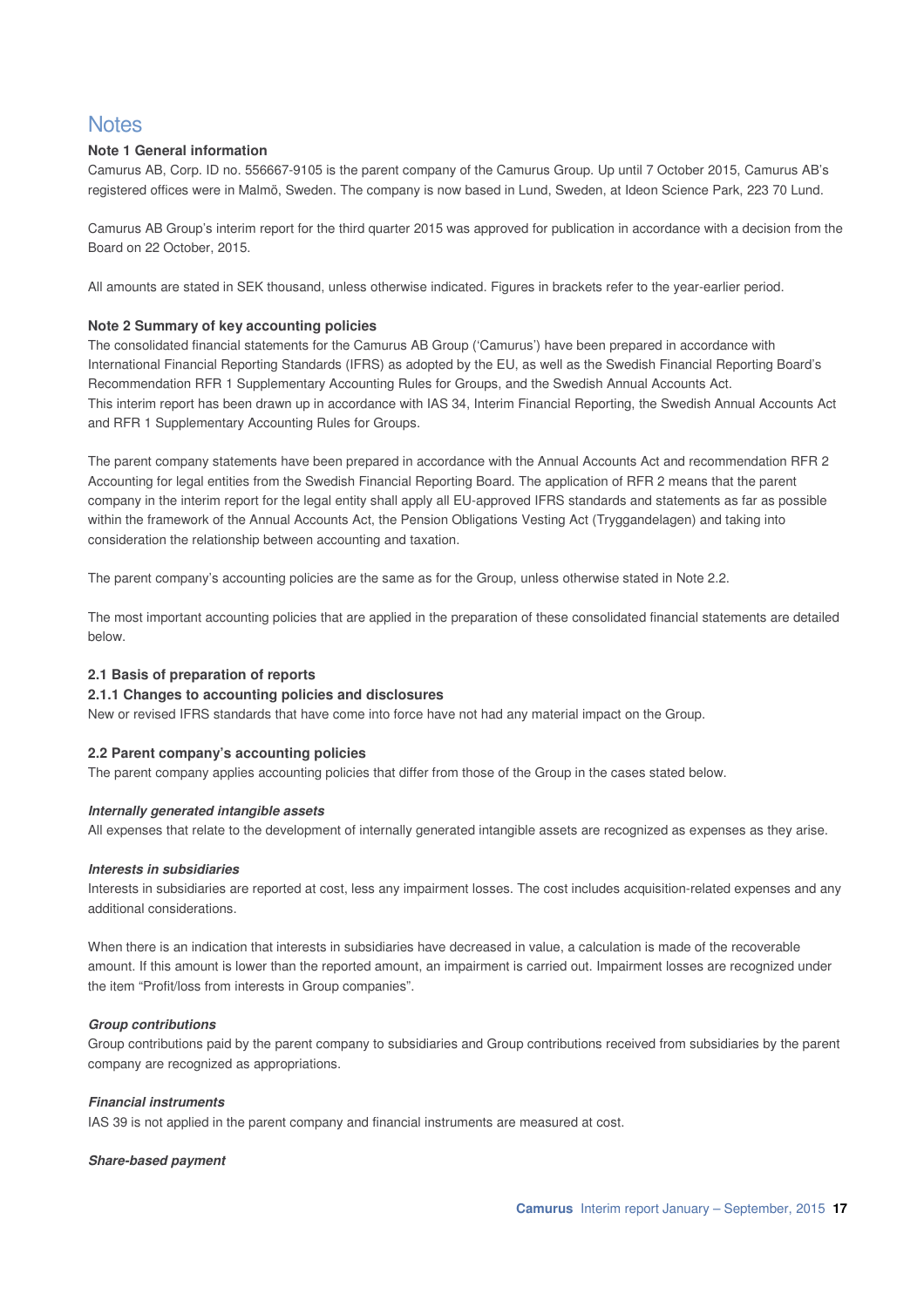# Notes

## Note 1 General information

Camurus AB, Corp. ID no. 556667-9105 is the parent company of the Camurus Group. Up until 7 October 2015, Camurus AB's registered offices were in Malmö, Sweden. The company is now based in Lund, Sweden, at Ideon Science Park, 223 70 Lund.

Camurus AB Group's interim report for the third quarter 2015 was approved for publication in accordance with a decision from the Board on 22 October, 2015.

All amounts are stated in SEK thousand, unless otherwise indicated. Figures in brackets refer to the year-earlier period.

## Note 2 Summary of key accounting policies

The consolidated financial statements for the Camurus AB Group ('Camurus') have been prepared in accordance with International Financial Reporting Standards (IFRS) as adopted by the EU, as well as the Swedish Financial Reporting Board's Recommendation RFR 1 Supplementary Accounting Rules for Groups, and the Swedish Annual Accounts Act.
This interim report has been drawn up in accordance with IAS 34, Interim Financial Reporting, the Swedish Annual Accounts Act and RFR 1 Supplementary Accounting Rules for Groups.

The parent company statements have been prepared in accordance with the Annual Accounts Act and recommendation RFR 2 Accounting for legal entities from the Swedish Financial Reporting Board. The application of RFR 2 means that the parent company in the interim report for the legal entity shall apply all EU-approved IFRS standards and statements as far as possible within the framework of the Annual Accounts Act, the Pension Obligations Vesting Act (Tryggandelagen) and taking into consideration the relationship between accounting and taxation.

The parent company's accounting policies are the same as for the Group, unless otherwise stated in Note 2.2.

The most important accounting policies that are applied in the preparation of these consolidated financial statements are detailed below.

### 2.1 Basis of preparation of reports

#### 2.1.1 Changes to accounting policies and disclosures

New or revised IFRS standards that have come into force have not had any material impact on the Group.

### 2.2 Parent company's accounting policies

The parent company applies accounting policies that differ from those of the Group in the cases stated below.

***Internally generated intangible assets***

All expenses that relate to the development of internally generated intangible assets are recognized as expenses as they arise.

***Interests in subsidiaries***

Interests in subsidiaries are reported at cost, less any impairment losses. The cost includes acquisition-related expenses and any additional considerations.

When there is an indication that interests in subsidiaries have decreased in value, a calculation is made of the recoverable amount. If this amount is lower than the reported amount, an impairment is carried out. Impairment losses are recognized under the item "Profit/loss from interests in Group companies".

***Group contributions***

Group contributions paid by the parent company to subsidiaries and Group contributions received from subsidiaries by the parent company are recognized as appropriations.

***Financial instruments***

IAS 39 is not applied in the parent company and financial instruments are measured at cost.

***Share-based payment***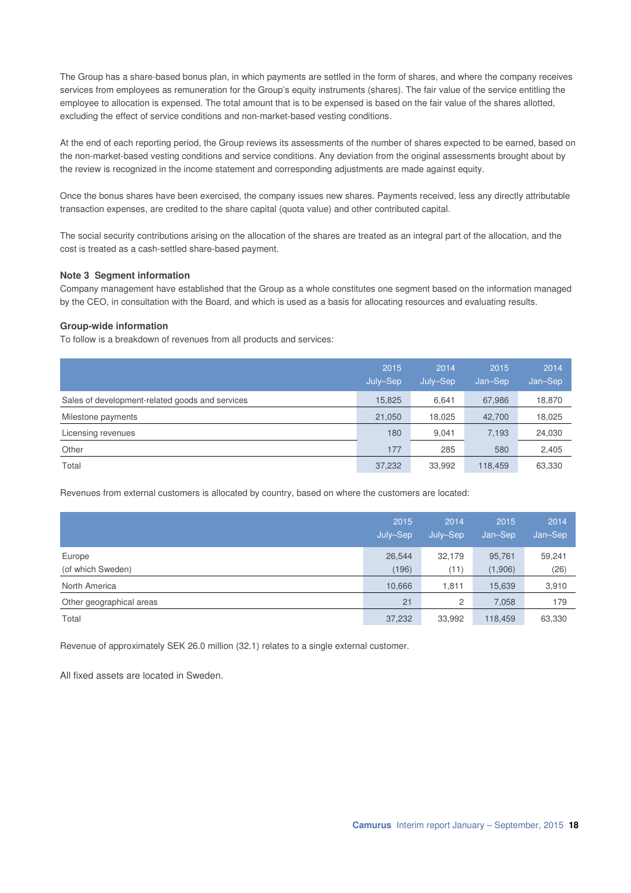The Group has a share-based bonus plan, in which payments are settled in the form of shares, and where the company receives services from employees as remuneration for the Group's equity instruments (shares). The fair value of the service entitling the employee to allocation is expensed. The total amount that is to be expensed is based on the fair value of the shares allotted, excluding the effect of service conditions and non-market-based vesting conditions.

At the end of each reporting period, the Group reviews its assessments of the number of shares expected to be earned, based on the non-market-based vesting conditions and service conditions. Any deviation from the original assessments brought about by the review is recognized in the income statement and corresponding adjustments are made against equity.

Once the bonus shares have been exercised, the company issues new shares. Payments received, less any directly attributable transaction expenses, are credited to the share capital (quota value) and other contributed capital.

The social security contributions arising on the allocation of the shares are treated as an integral part of the allocation, and the cost is treated as a cash-settled share-based payment.

### Note 3 Segment information

Company management have established that the Group as a whole constitutes one segment based on the information managed by the CEO, in consultation with the Board, and which is used as a basis for allocating resources and evaluating results.

### Group-wide information

To follow is a breakdown of revenues from all products and services:

| | 2015 July–Sep | 2014 July–Sep | 2015 Jan–Sep | 2014 Jan–Sep |
|---|---|---|---|---|
| Sales of development-related goods and services | 15,825 | 6,641 | 67,986 | 18,870 |
| Milestone payments | 21,050 | 18,025 | 42,700 | 18,025 |
| Licensing revenues | 180 | 9,041 | 7,193 | 24,030 |
| Other | 177 | 285 | 580 | 2,405 |
| Total | 37,232 | 33,992 | 118,459 | 63,330 |

Revenues from external customers is allocated by country, based on where the customers are located:

| | 2015 July–Sep | 2014 July–Sep | 2015 Jan–Sep | 2014 Jan–Sep |
|---|---|---|---|---|
| Europe | 26,544 | 32,179 | 95,761 | 59,241 |
| (of which Sweden) | (196) | (11) | (1,906) | (26) |
| North America | 10,666 | 1,811 | 15,639 | 3,910 |
| Other geographical areas | 21 | 2 | 7,058 | 179 |
| Total | 37,232 | 33,992 | 118,459 | 63,330 |

Revenue of approximately SEK 26.0 million (32.1) relates to a single external customer.

All fixed assets are located in Sweden.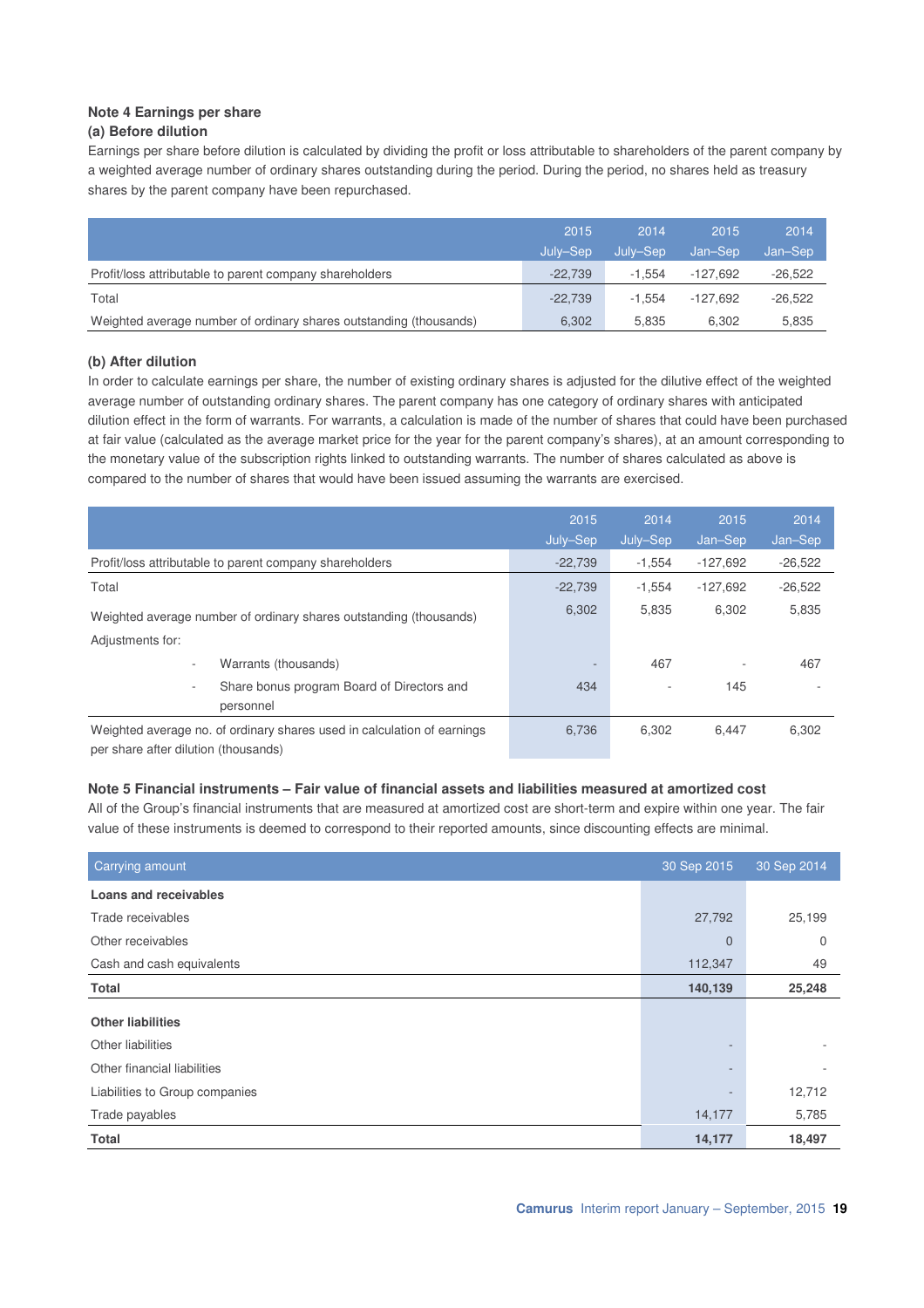## Note 4 Earnings per share

### (a) Before dilution

Earnings per share before dilution is calculated by dividing the profit or loss attributable to shareholders of the parent company by a weighted average number of ordinary shares outstanding during the period. During the period, no shares held as treasury shares by the parent company have been repurchased.

| | 2015 July–Sep | 2014 July–Sep | 2015 Jan–Sep | 2014 Jan–Sep |
|---|---|---|---|---|
| Profit/loss attributable to parent company shareholders | -22,739 | -1,554 | -127,692 | -26,522 |
| Total | -22,739 | -1,554 | -127,692 | -26,522 |
| Weighted average number of ordinary shares outstanding (thousands) | 6,302 | 5,835 | 6,302 | 5,835 |

### (b) After dilution

In order to calculate earnings per share, the number of existing ordinary shares is adjusted for the dilutive effect of the weighted average number of outstanding ordinary shares. The parent company has one category of ordinary shares with anticipated dilution effect in the form of warrants. For warrants, a calculation is made of the number of shares that could have been purchased at fair value (calculated as the average market price for the year for the parent company's shares), at an amount corresponding to the monetary value of the subscription rights linked to outstanding warrants. The number of shares calculated as above is compared to the number of shares that would have been issued assuming the warrants are exercised.

| | 2015 July–Sep | 2014 July–Sep | 2015 Jan–Sep | 2014 Jan–Sep |
|---|---|---|---|---|
| Profit/loss attributable to parent company shareholders | -22,739 | -1,554 | -127,692 | -26,522 |
| Total | -22,739 | -1,554 | -127,692 | -26,522 |
| Weighted average number of ordinary shares outstanding (thousands) | 6,302 | 5,835 | 6,302 | 5,835 |
| Adjustments for: | | | | |
| - Warrants (thousands) | - | 467 | - | 467 |
| - Share bonus program Board of Directors and personnel | 434 | - | 145 | - |
| Weighted average no. of ordinary shares used in calculation of earnings per share after dilution (thousands) | 6,736 | 6,302 | 6,447 | 6,302 |

## Note 5 Financial instruments – Fair value of financial assets and liabilities measured at amortized cost

All of the Group's financial instruments that are measured at amortized cost are short-term and expire within one year. The fair value of these instruments is deemed to correspond to their reported amounts, since discounting effects are minimal.

| Carrying amount | 30 Sep 2015 | 30 Sep 2014 |
|---|---|---|
| **Loans and receivables** | | |
| Trade receivables | 27,792 | 25,199 |
| Other receivables | 0 | 0 |
| Cash and cash equivalents | 112,347 | 49 |
| **Total** | **140,139** | **25,248** |
| **Other liabilities** | | |
| Other liabilities | - | - |
| Other financial liabilities | - | - |
| Liabilities to Group companies | - | 12,712 |
| Trade payables | 14,177 | 5,785 |
| **Total** | **14,177** | **18,497** |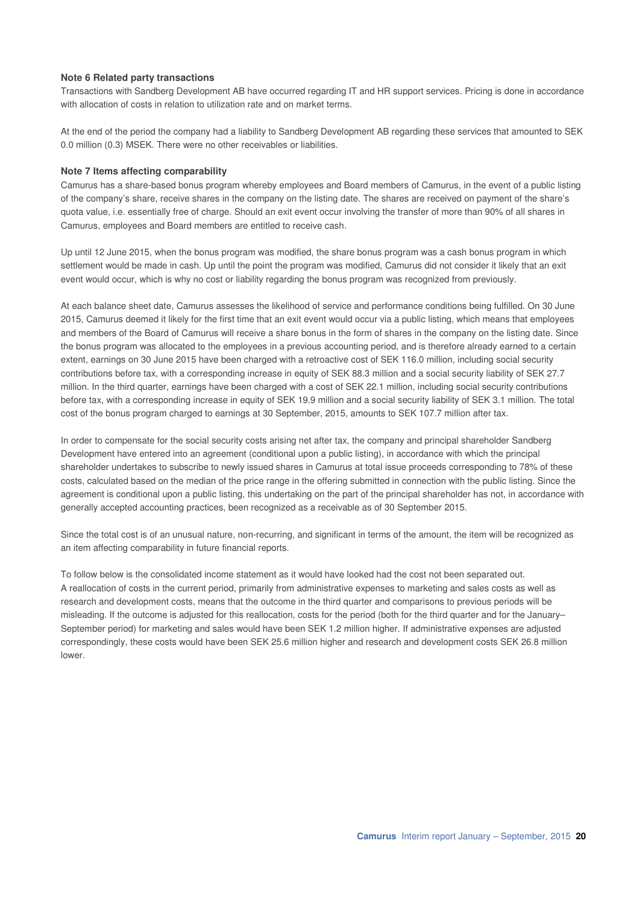**Note 6 Related party transactions**

Transactions with Sandberg Development AB have occurred regarding IT and HR support services. Pricing is done in accordance with allocation of costs in relation to utilization rate and on market terms.

At the end of the period the company had a liability to Sandberg Development AB regarding these services that amounted to SEK 0.0 million (0.3) MSEK. There were no other receivables or liabilities.

**Note 7 Items affecting comparability**

Camurus has a share-based bonus program whereby employees and Board members of Camurus, in the event of a public listing of the company's share, receive shares in the company on the listing date. The shares are received on payment of the share's quota value, i.e. essentially free of charge. Should an exit event occur involving the transfer of more than 90% of all shares in Camurus, employees and Board members are entitled to receive cash.

Up until 12 June 2015, when the bonus program was modified, the share bonus program was a cash bonus program in which settlement would be made in cash. Up until the point the program was modified, Camurus did not consider it likely that an exit event would occur, which is why no cost or liability regarding the bonus program was recognized from previously.

At each balance sheet date, Camurus assesses the likelihood of service and performance conditions being fulfilled. On 30 June 2015, Camurus deemed it likely for the first time that an exit event would occur via a public listing, which means that employees and members of the Board of Camurus will receive a share bonus in the form of shares in the company on the listing date. Since the bonus program was allocated to the employees in a previous accounting period, and is therefore already earned to a certain extent, earnings on 30 June 2015 have been charged with a retroactive cost of SEK 116.0 million, including social security contributions before tax, with a corresponding increase in equity of SEK 88.3 million and a social security liability of SEK 27.7 million. In the third quarter, earnings have been charged with a cost of SEK 22.1 million, including social security contributions before tax, with a corresponding increase in equity of SEK 19.9 million and a social security liability of SEK 3.1 million. The total cost of the bonus program charged to earnings at 30 September, 2015, amounts to SEK 107.7 million after tax.

In order to compensate for the social security costs arising net after tax, the company and principal shareholder Sandberg Development have entered into an agreement (conditional upon a public listing), in accordance with which the principal shareholder undertakes to subscribe to newly issued shares in Camurus at total issue proceeds corresponding to 78% of these costs, calculated based on the median of the price range in the offering submitted in connection with the public listing. Since the agreement is conditional upon a public listing, this undertaking on the part of the principal shareholder has not, in accordance with generally accepted accounting practices, been recognized as a receivable as of 30 September 2015.

Since the total cost is of an unusual nature, non-recurring, and significant in terms of the amount, the item will be recognized as an item affecting comparability in future financial reports.

To follow below is the consolidated income statement as it would have looked had the cost not been separated out.
A reallocation of costs in the current period, primarily from administrative expenses to marketing and sales costs as well as research and development costs, means that the outcome in the third quarter and comparisons to previous periods will be misleading. If the outcome is adjusted for this reallocation, costs for the period (both for the third quarter and for the January–September period) for marketing and sales would have been SEK 1.2 million higher. If administrative expenses are adjusted correspondingly, these costs would have been SEK 25.6 million higher and research and development costs SEK 26.8 million lower.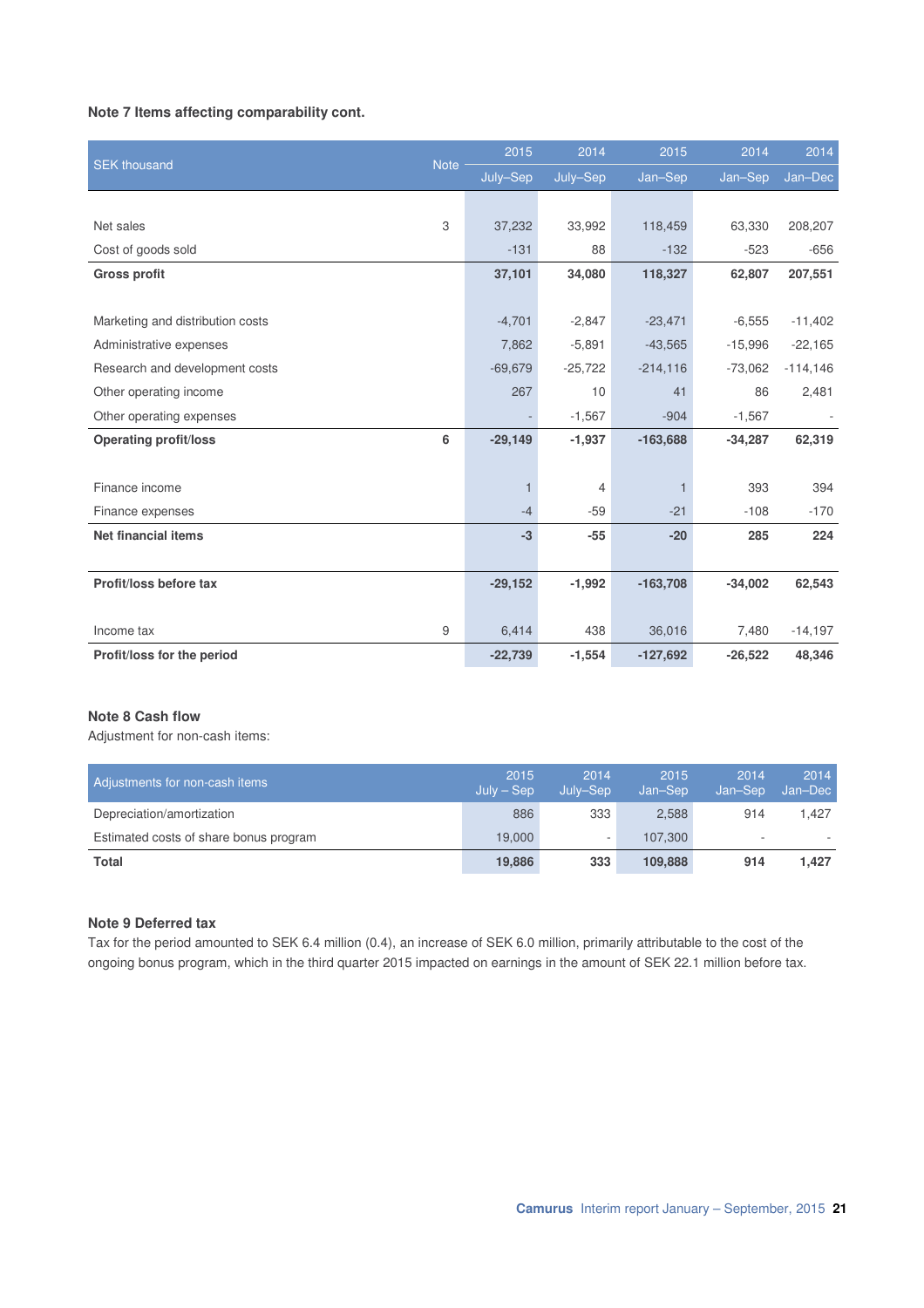**Note 7 Items affecting comparability cont.**

| SEK thousand | Note | 2015 July–Sep | 2014 July–Sep | 2015 Jan–Sep | 2014 Jan–Sep | 2014 Jan–Dec |
|---|---|---|---|---|---|---|
| Net sales | 3 | 37,232 | 33,992 | 118,459 | 63,330 | 208,207 |
| Cost of goods sold | | -131 | 88 | -132 | -523 | -656 |
| **Gross profit** | | **37,101** | **34,080** | **118,327** | **62,807** | **207,551** |
| Marketing and distribution costs | | -4,701 | -2,847 | -23,471 | -6,555 | -11,402 |
| Administrative expenses | | 7,862 | -5,891 | -43,565 | -15,996 | -22,165 |
| Research and development costs | | -69,679 | -25,722 | -214,116 | -73,062 | -114,146 |
| Other operating income | | 267 | 10 | 41 | 86 | 2,481 |
| Other operating expenses | | - | -1,567 | -904 | -1,567 | - |
| **Operating profit/loss** | **6** | **-29,149** | **-1,937** | **-163,688** | **-34,287** | **62,319** |
| Finance income | | 1 | 4 | 1 | 393 | 394 |
| Finance expenses | | -4 | -59 | -21 | -108 | -170 |
| **Net financial items** | | **-3** | **-55** | **-20** | **285** | **224** |
| **Profit/loss before tax** | | **-29,152** | **-1,992** | **-163,708** | **-34,002** | **62,543** |
| Income tax | 9 | 6,414 | 438 | 36,016 | 7,480 | -14,197 |
| **Profit/loss for the period** | | **-22,739** | **-1,554** | **-127,692** | **-26,522** | **48,346** |

**Note 8 Cash flow**

Adjustment for non-cash items:

| Adjustments for non-cash items | 2015 July – Sep | 2014 July–Sep | 2015 Jan–Sep | 2014 Jan–Sep | 2014 Jan–Dec |
|---|---|---|---|---|---|
| Depreciation/amortization | 886 | 333 | 2,588 | 914 | 1,427 |
| Estimated costs of share bonus program | 19,000 | - | 107,300 | - | - |
| **Total** | **19,886** | **333** | **109,888** | **914** | **1,427** |

**Note 9 Deferred tax**

Tax for the period amounted to SEK 6.4 million (0.4), an increase of SEK 6.0 million, primarily attributable to the cost of the ongoing bonus program, which in the third quarter 2015 impacted on earnings in the amount of SEK 22.1 million before tax.